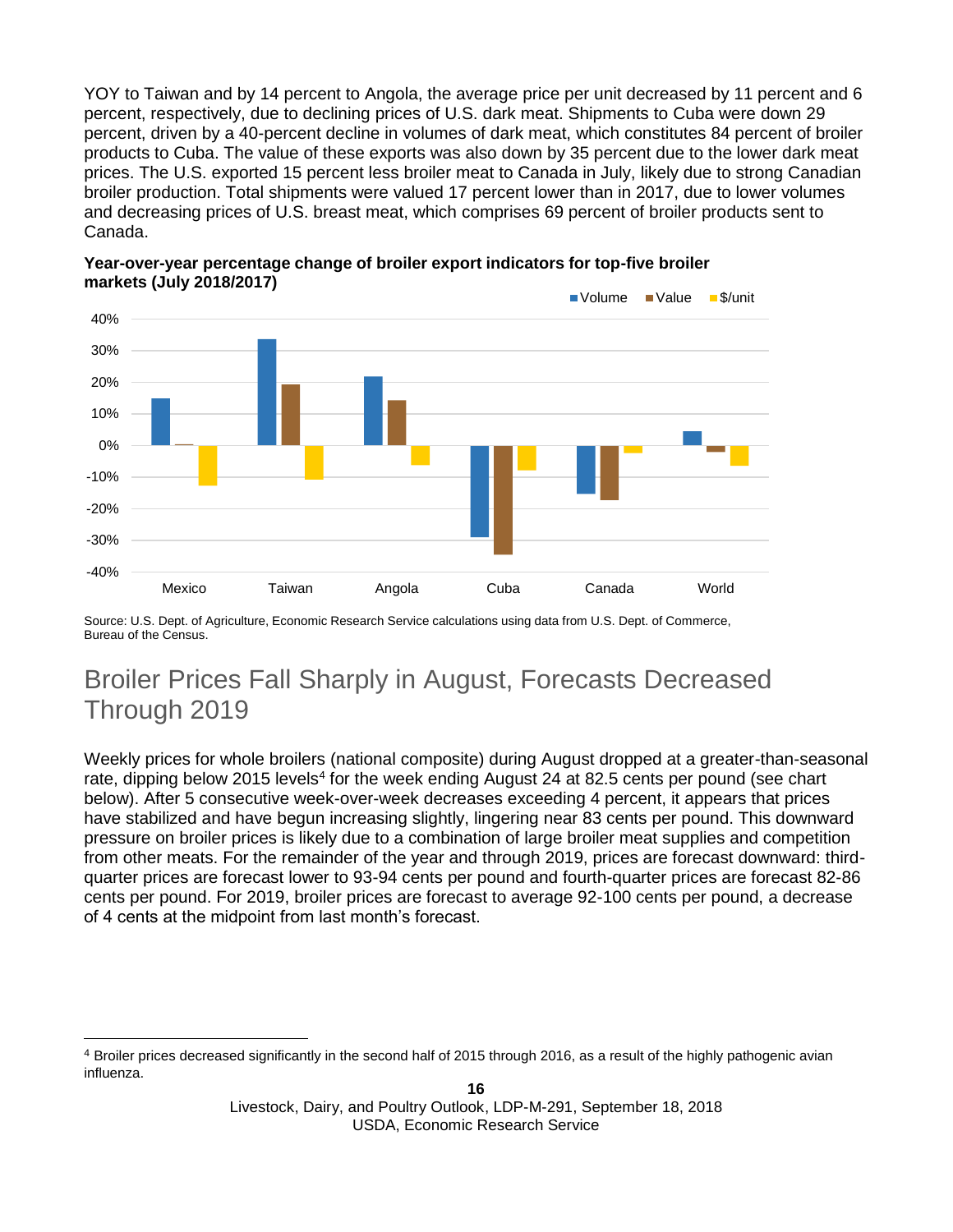YOY to Taiwan and by 14 percent to Angola, the average price per unit decreased by 11 percent and 6 percent, respectively, due to declining prices of U.S. dark meat. Shipments to Cuba were down 29 percent, driven by a 40-percent decline in volumes of dark meat, which constitutes 84 percent of broiler products to Cuba. The value of these exports was also down by 35 percent due to the lower dark meat prices. The U.S. exported 15 percent less broiler meat to Canada in July, likely due to strong Canadian broiler production. Total shipments were valued 17 percent lower than in 2017, due to lower volumes and decreasing prices of U.S. breast meat, which comprises 69 percent of broiler products sent to Canada.

**Year-over-year percentage change of broiler export indicators for top-five broiler markets (July 2018/2017)**

Source: U.S. Dept. of Agriculture, Economic Research Service calculations using data from U.S. Dept. of Commerce, Bureau of the Census.

## Broiler Prices Fall Sharply in August, Forecasts Decreased Through 2019

Weekly prices for whole broilers (national composite) during August dropped at a greater-than-seasonal rate, dipping below 2015 levels[4] for the week ending August 24 at 82.5 cents per pound (see chart below). After 5 consecutive week-over-week decreases exceeding 4 percent, it appears that prices have stabilized and have begun increasing slightly, lingering near 83 cents per pound. This downward pressure on broiler prices is likely due to a combination of large broiler meat supplies and competition from other meats. For the remainder of the year and through 2019, prices are forecast downward: third-quarter prices are forecast lower to 93-94 cents per pound and fourth-quarter prices are forecast 82-86 cents per pound. For 2019, broiler prices are forecast to average 92-100 cents per pound, a decrease of 4 cents at the midpoint from last month's forecast.

[4] Broiler prices decreased significantly in the second half of 2015 through 2016, as a result of the highly pathogenic avian influenza.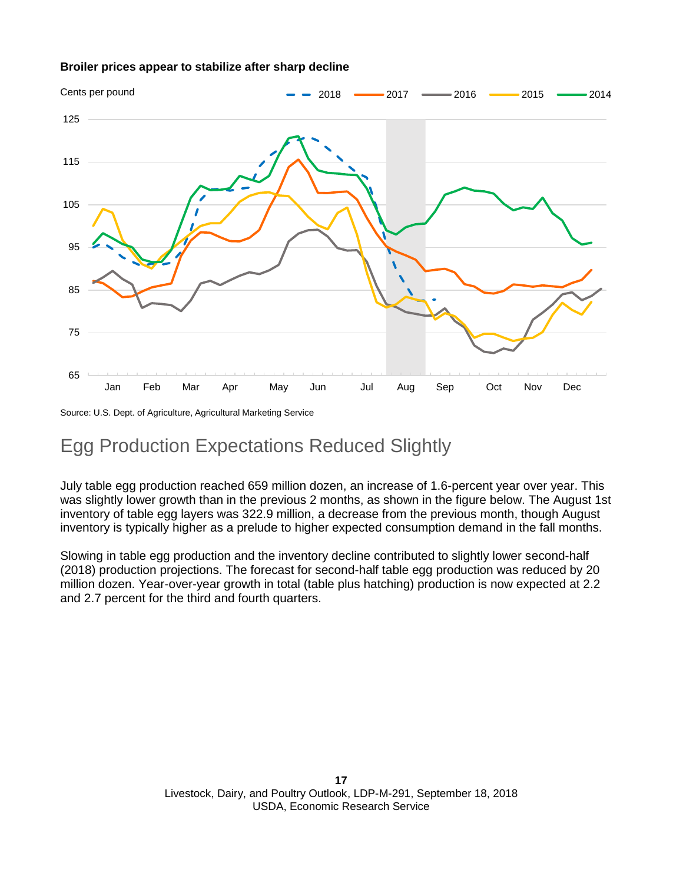**Broiler prices appear to stabilize after sharp decline**

Source: U.S. Dept. of Agriculture, Agricultural Marketing Service

## Egg Production Expectations Reduced Slightly

July table egg production reached 659 million dozen, an increase of 1.6-percent year over year. This was slightly lower growth than in the previous 2 months, as shown in the figure below. The August 1st inventory of table egg layers was 322.9 million, a decrease from the previous month, though August inventory is typically higher as a prelude to higher expected consumption demand in the fall months.

Slowing in table egg production and the inventory decline contributed to slightly lower second-half (2018) production projections. The forecast for second-half table egg production was reduced by 20 million dozen. Year-over-year growth in total (table plus hatching) production is now expected at 2.2 and 2.7 percent for the third and fourth quarters.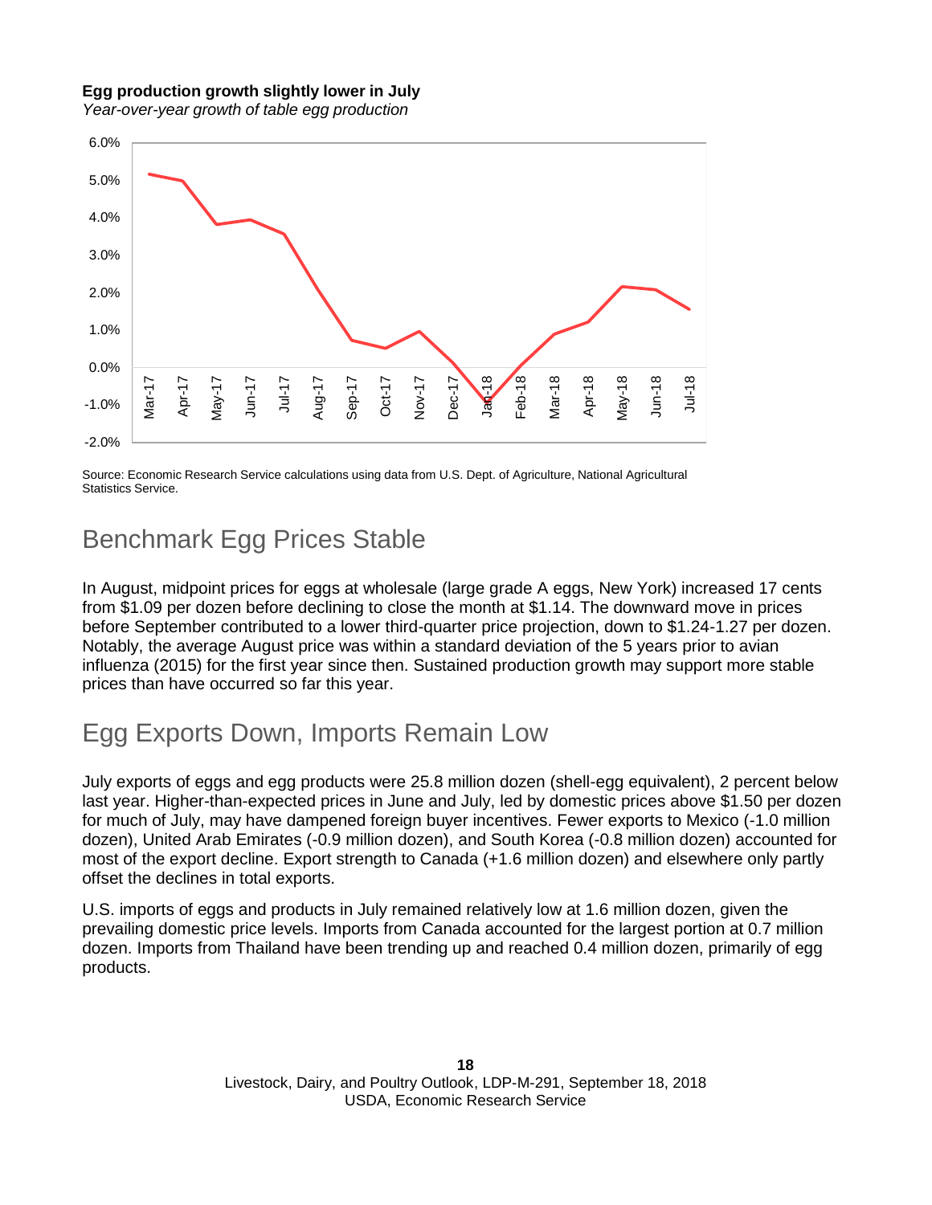**Egg production growth slightly lower in July**

*Year-over-year growth of table egg production*

Source: Economic Research Service calculations using data from U.S. Dept. of Agriculture, National Agricultural Statistics Service.

## Benchmark Egg Prices Stable

In August, midpoint prices for eggs at wholesale (large grade A eggs, New York) increased 17 cents from $1.09 per dozen before declining to close the month at $1.14. The downward move in prices before September contributed to a lower third-quarter price projection, down to $1.24-1.27 per dozen. Notably, the average August price was within a standard deviation of the 5 years prior to avian influenza (2015) for the first year since then. Sustained production growth may support more stable prices than have occurred so far this year.

## Egg Exports Down, Imports Remain Low

July exports of eggs and egg products were 25.8 million dozen (shell-egg equivalent), 2 percent below last year. Higher-than-expected prices in June and July, led by domestic prices above $1.50 per dozen for much of July, may have dampened foreign buyer incentives. Fewer exports to Mexico (-1.0 million dozen), United Arab Emirates (-0.9 million dozen), and South Korea (-0.8 million dozen) accounted for most of the export decline. Export strength to Canada (+1.6 million dozen) and elsewhere only partly offset the declines in total exports.

U.S. imports of eggs and products in July remained relatively low at 1.6 million dozen, given the prevailing domestic price levels. Imports from Canada accounted for the largest portion at 0.7 million dozen. Imports from Thailand have been trending up and reached 0.4 million dozen, primarily of egg products.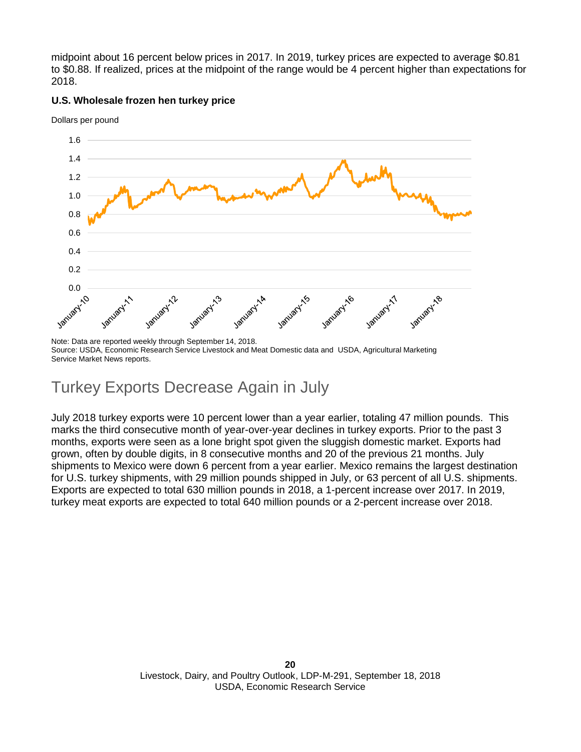midpoint about 16 percent below prices in 2017. In 2019, turkey prices are expected to average $0.81 to $0.88. If realized, prices at the midpoint of the range would be 4 percent higher than expectations for 2018.

**U.S. Wholesale frozen hen turkey price**

Dollars per pound

Note: Data are reported weekly through September 14, 2018.
Source: USDA, Economic Research Service Livestock and Meat Domestic data and USDA, Agricultural Marketing Service Market News reports.

## Turkey Exports Decrease Again in July

July 2018 turkey exports were 10 percent lower than a year earlier, totaling 47 million pounds. This marks the third consecutive month of year-over-year declines in turkey exports. Prior to the past 3 months, exports were seen as a lone bright spot given the sluggish domestic market. Exports had grown, often by double digits, in 8 consecutive months and 20 of the previous 21 months. July shipments to Mexico were down 6 percent from a year earlier. Mexico remains the largest destination for U.S. turkey shipments, with 29 million pounds shipped in July, or 63 percent of all U.S. shipments. Exports are expected to total 630 million pounds in 2018, a 1-percent increase over 2017. In 2019, turkey meat exports are expected to total 640 million pounds or a 2-percent increase over 2018.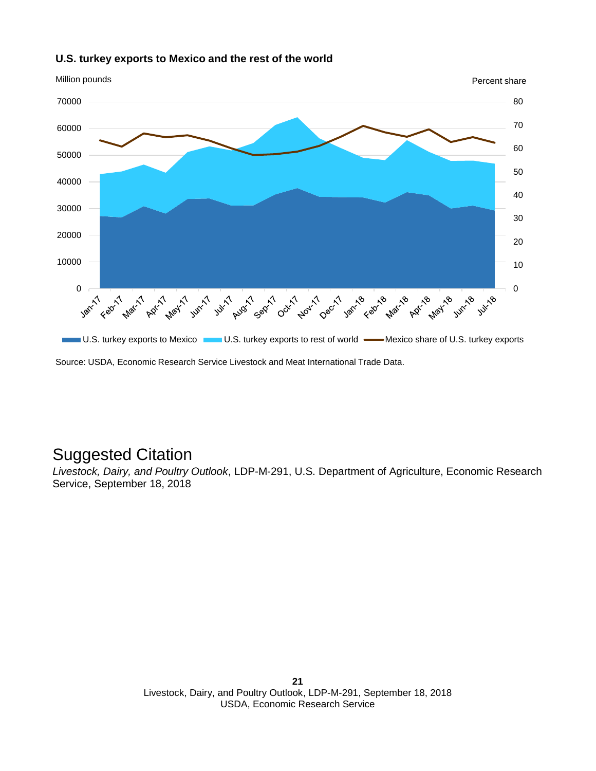**U.S. turkey exports to Mexico and the rest of the world**

Million pounds

Percent share

U.S. turkey exports to Mexico | U.S. turkey exports to rest of world | Mexico share of U.S. turkey exports

Source: USDA, Economic Research Service Livestock and Meat International Trade Data.

# Suggested Citation

*Livestock, Dairy, and Poultry Outlook*, LDP-M-291, U.S. Department of Agriculture, Economic Research Service, September 18, 2018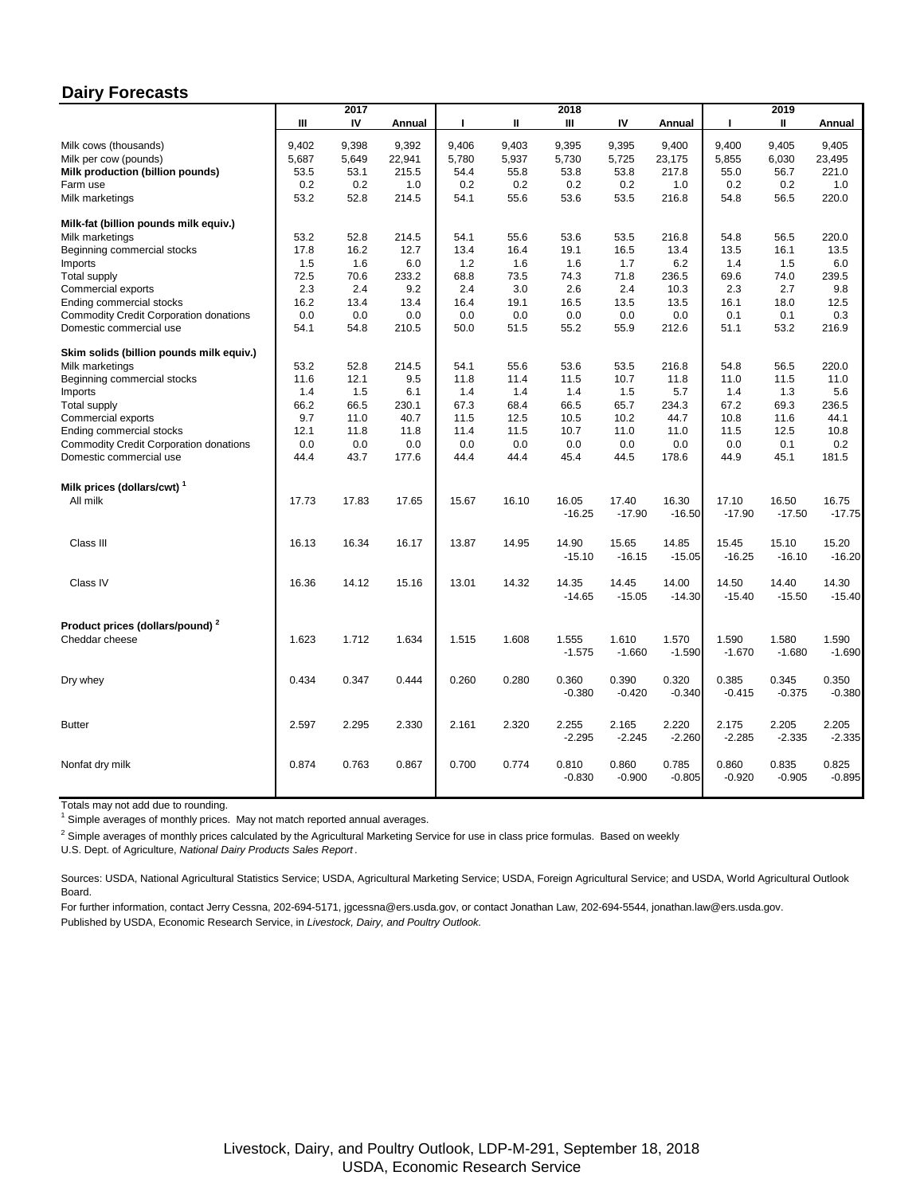## Dairy Forecasts

| | 2017 | | | 2018 | | | | | 2019 | | |
|---|---|---|---|---|---|---|---|---|---|---|---|
| | III | IV | Annual | I | II | III | IV | Annual | I | II | Annual |
| Milk cows (thousands) | 9,402 | 9,398 | 9,392 | 9,406 | 9,403 | 9,395 | 9,395 | 9,400 | 9,400 | 9,405 | 9,405 |
| Milk per cow (pounds) | 5,687 | 5,649 | 22,941 | 5,780 | 5,937 | 5,730 | 5,725 | 23,175 | 5,855 | 6,030 | 23,495 |
| **Milk production (billion pounds)** | 53.5 | 53.1 | 215.5 | 54.4 | 55.8 | 53.8 | 53.8 | 217.8 | 55.0 | 56.7 | 221.0 |
| Farm use | 0.2 | 0.2 | 1.0 | 0.2 | 0.2 | 0.2 | 0.2 | 1.0 | 0.2 | 0.2 | 1.0 |
| Milk marketings | 53.2 | 52.8 | 214.5 | 54.1 | 55.6 | 53.6 | 53.5 | 216.8 | 54.8 | 56.5 | 220.0 |
| **Milk-fat (billion pounds milk equiv.)** | | | | | | | | | | | |
| Milk marketings | 53.2 | 52.8 | 214.5 | 54.1 | 55.6 | 53.6 | 53.5 | 216.8 | 54.8 | 56.5 | 220.0 |
| Beginning commercial stocks | 17.8 | 16.2 | 12.7 | 13.4 | 16.4 | 19.1 | 16.5 | 13.4 | 13.5 | 16.1 | 13.5 |
| Imports | 1.5 | 1.6 | 6.0 | 1.2 | 1.6 | 1.6 | 1.7 | 6.2 | 1.4 | 1.5 | 6.0 |
| Total supply | 72.5 | 70.6 | 233.2 | 68.8 | 73.5 | 74.3 | 71.8 | 236.5 | 69.6 | 74.0 | 239.5 |
| Commercial exports | 2.3 | 2.4 | 9.2 | 2.4 | 3.0 | 2.6 | 2.4 | 10.3 | 2.3 | 2.7 | 9.8 |
| Ending commercial stocks | 16.2 | 13.4 | 13.4 | 16.4 | 19.1 | 16.5 | 13.5 | 13.5 | 16.1 | 18.0 | 12.5 |
| Commodity Credit Corporation donations | 0.0 | 0.0 | 0.0 | 0.0 | 0.0 | 0.0 | 0.0 | 0.0 | 0.1 | 0.1 | 0.3 |
| Domestic commercial use | 54.1 | 54.8 | 210.5 | 50.0 | 51.5 | 55.2 | 55.9 | 212.6 | 51.1 | 53.2 | 216.9 |
| **Skim solids (billion pounds milk equiv.)** | | | | | | | | | | | |
| Milk marketings | 53.2 | 52.8 | 214.5 | 54.1 | 55.6 | 53.6 | 53.5 | 216.8 | 54.8 | 56.5 | 220.0 |
| Beginning commercial stocks | 11.6 | 12.1 | 9.5 | 11.8 | 11.4 | 11.5 | 10.7 | 11.8 | 11.0 | 11.5 | 11.0 |
| Imports | 1.4 | 1.5 | 6.1 | 1.4 | 1.4 | 1.4 | 1.5 | 5.7 | 1.4 | 1.3 | 5.6 |
| Total supply | 66.2 | 66.5 | 230.1 | 67.3 | 68.4 | 66.5 | 65.7 | 234.3 | 67.2 | 69.3 | 236.5 |
| Commercial exports | 9.7 | 11.0 | 40.7 | 11.5 | 12.5 | 10.5 | 10.2 | 44.7 | 10.8 | 11.6 | 44.1 |
| Ending commercial stocks | 12.1 | 11.8 | 11.8 | 11.4 | 11.5 | 10.7 | 11.0 | 11.0 | 11.5 | 12.5 | 10.8 |
| Commodity Credit Corporation donations | 0.0 | 0.0 | 0.0 | 0.0 | 0.0 | 0.0 | 0.0 | 0.0 | 0.0 | 0.1 | 0.2 |
| Domestic commercial use | 44.4 | 43.7 | 177.6 | 44.4 | 44.4 | 45.4 | 44.5 | 178.6 | 44.9 | 45.1 | 181.5 |
| **Milk prices (dollars/cwt)** [1] | | | | | | | | | | | |
| All milk | 17.73 | 17.83 | 17.65 | 15.67 | 16.10 | 16.05 -16.25 | 17.40 -17.90 | 16.30 -16.50 | 17.10 -17.90 | 16.50 -17.50 | 16.75 -17.75 |
| Class III | 16.13 | 16.34 | 16.17 | 13.87 | 14.95 | 14.90 -15.10 | 15.65 -16.15 | 14.85 -15.05 | 15.45 -16.25 | 15.10 -16.10 | 15.20 -16.20 |
| Class IV | 16.36 | 14.12 | 15.16 | 13.01 | 14.32 | 14.35 -14.65 | 14.45 -15.05 | 14.00 -14.30 | 14.50 -15.40 | 14.40 -15.50 | 14.30 -15.40 |
| **Product prices (dollars/pound)** [2] | | | | | | | | | | | |
| Cheddar cheese | 1.623 | 1.712 | 1.634 | 1.515 | 1.608 | 1.555 -1.575 | 1.610 -1.660 | 1.570 -1.590 | 1.590 -1.670 | 1.580 -1.680 | 1.590 -1.690 |
| Dry whey | 0.434 | 0.347 | 0.444 | 0.260 | 0.280 | 0.360 -0.380 | 0.390 -0.420 | 0.320 -0.340 | 0.385 -0.415 | 0.345 -0.375 | 0.350 -0.380 |
| Butter | 2.597 | 2.295 | 2.330 | 2.161 | 2.320 | 2.255 -2.295 | 2.165 -2.245 | 2.220 -2.260 | 2.175 -2.285 | 2.205 -2.335 | 2.205 -2.335 |
| Nonfat dry milk | 0.874 | 0.763 | 0.867 | 0.700 | 0.774 | 0.810 -0.830 | 0.860 -0.900 | 0.785 -0.805 | 0.860 -0.920 | 0.835 -0.905 | 0.825 -0.895 |

Totals may not add due to rounding.

[1] Simple averages of monthly prices. May not match reported annual averages.

[2] Simple averages of monthly prices calculated by the Agricultural Marketing Service for use in class price formulas. Based on weekly U.S. Dept. of Agriculture, *National Dairy Products Sales Report*.

Sources: USDA, National Agricultural Statistics Service; USDA, Agricultural Marketing Service; USDA, Foreign Agricultural Service; and USDA, World Agricultural Outlook Board.

For further information, contact Jerry Cessna, 202-694-5171, jgcessna@ers.usda.gov, or contact Jonathan Law, 202-694-5544, jonathan.law@ers.usda.gov.

Published by USDA, Economic Research Service, in *Livestock, Dairy, and Poultry Outlook.*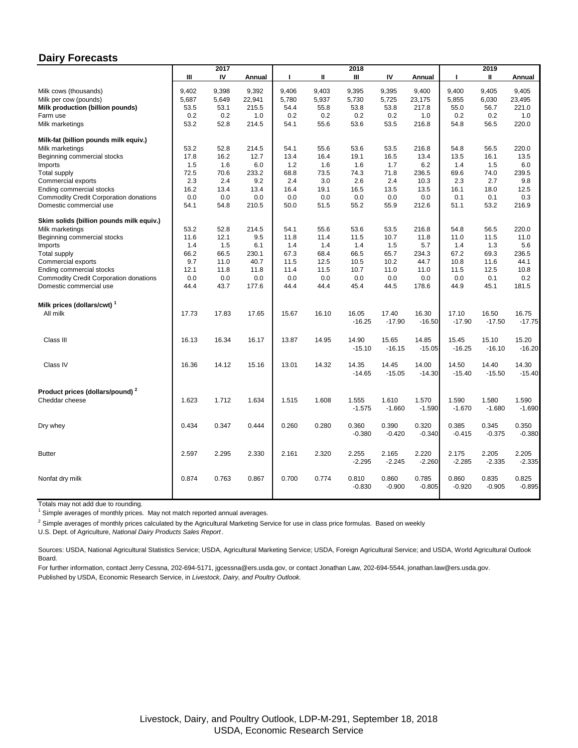## Dairy Forecasts

| | 2017 | | | 2018 | | | | | 2019 | | |
|---|---|---|---|---|---|---|---|---|---|---|---|
| | III | IV | Annual | I | II | III | IV | Annual | I | II | Annual |
| Milk cows (thousands) | 9,402 | 9,398 | 9,392 | 9,406 | 9,403 | 9,395 | 9,395 | 9,400 | 9,400 | 9,405 | 9,405 |
| Milk per cow (pounds) | 5,687 | 5,649 | 22,941 | 5,780 | 5,937 | 5,730 | 5,725 | 23,175 | 5,855 | 6,030 | 23,495 |
| **Milk production (billion pounds)** | 53.5 | 53.1 | 215.5 | 54.4 | 55.8 | 53.8 | 53.8 | 217.8 | 55.0 | 56.7 | 221.0 |
| Farm use | 0.2 | 0.2 | 1.0 | 0.2 | 0.2 | 0.2 | 0.2 | 1.0 | 0.2 | 0.2 | 1.0 |
| Milk marketings | 53.2 | 52.8 | 214.5 | 54.1 | 55.6 | 53.6 | 53.5 | 216.8 | 54.8 | 56.5 | 220.0 |
| **Milk-fat (billion pounds milk equiv.)** | | | | | | | | | | | |
| Milk marketings | 53.2 | 52.8 | 214.5 | 54.1 | 55.6 | 53.6 | 53.5 | 216.8 | 54.8 | 56.5 | 220.0 |
| Beginning commercial stocks | 17.8 | 16.2 | 12.7 | 13.4 | 16.4 | 19.1 | 16.5 | 13.4 | 13.5 | 16.1 | 13.5 |
| Imports | 1.5 | 1.6 | 6.0 | 1.2 | 1.6 | 1.6 | 1.7 | 6.2 | 1.4 | 1.5 | 6.0 |
| Total supply | 72.5 | 70.6 | 233.2 | 68.8 | 73.5 | 74.3 | 71.8 | 236.5 | 69.6 | 74.0 | 239.5 |
| Commercial exports | 2.3 | 2.4 | 9.2 | 2.4 | 3.0 | 2.6 | 2.4 | 10.3 | 2.3 | 2.7 | 9.8 |
| Ending commercial stocks | 16.2 | 13.4 | 13.4 | 16.4 | 19.1 | 16.5 | 13.5 | 13.5 | 16.1 | 18.0 | 12.5 |
| Commodity Credit Corporation donations | 0.0 | 0.0 | 0.0 | 0.0 | 0.0 | 0.0 | 0.0 | 0.0 | 0.1 | 0.1 | 0.3 |
| Domestic commercial use | 54.1 | 54.8 | 210.5 | 50.0 | 51.5 | 55.2 | 55.9 | 212.6 | 51.1 | 53.2 | 216.9 |
| **Skim solids (billion pounds milk equiv.)** | | | | | | | | | | | |
| Milk marketings | 53.2 | 52.8 | 214.5 | 54.1 | 55.6 | 53.6 | 53.5 | 216.8 | 54.8 | 56.5 | 220.0 |
| Beginning commercial stocks | 11.6 | 12.1 | 9.5 | 11.8 | 11.4 | 11.5 | 10.7 | 11.8 | 11.0 | 11.5 | 11.0 |
| Imports | 1.4 | 1.5 | 6.1 | 1.4 | 1.4 | 1.4 | 1.5 | 5.7 | 1.4 | 1.3 | 5.6 |
| Total supply | 66.2 | 66.5 | 230.1 | 67.3 | 68.4 | 66.5 | 65.7 | 234.3 | 67.2 | 69.3 | 236.5 |
| Commercial exports | 9.7 | 11.0 | 40.7 | 11.5 | 12.5 | 10.5 | 10.2 | 44.7 | 10.8 | 11.6 | 44.1 |
| Ending commercial stocks | 12.1 | 11.8 | 11.8 | 11.4 | 11.5 | 10.7 | 11.0 | 11.0 | 11.5 | 12.5 | 10.8 |
| Commodity Credit Corporation donations | 0.0 | 0.0 | 0.0 | 0.0 | 0.0 | 0.0 | 0.0 | 0.0 | 0.0 | 0.1 | 0.2 |
| Domestic commercial use | 44.4 | 43.7 | 177.6 | 44.4 | 44.4 | 45.4 | 44.5 | 178.6 | 44.9 | 45.1 | 181.5 |
| **Milk prices (dollars/cwt)** [1] | | | | | | | | | | | |
| All milk | 17.73 | 17.83 | 17.65 | 15.67 | 16.10 | 16.05 | 17.40 | 16.30 | 17.10 | 16.50 | 16.75 |
| | | | | | | -16.25 | -17.90 | -16.50 | -17.90 | -17.50 | -17.75 |
| Class III | 16.13 | 16.34 | 16.17 | 13.87 | 14.95 | 14.90 | 15.65 | 14.85 | 15.45 | 15.10 | 15.20 |
| | | | | | | -15.10 | -16.15 | -15.05 | -16.25 | -16.10 | -16.20 |
| Class IV | 16.36 | 14.12 | 15.16 | 13.01 | 14.32 | 14.35 | 14.45 | 14.00 | 14.50 | 14.40 | 14.30 |
| | | | | | | -14.65 | -15.05 | -14.30 | -15.40 | -15.50 | -15.40 |
| **Product prices (dollars/pound)** [2] | | | | | | | | | | | |
| Cheddar cheese | 1.623 | 1.712 | 1.634 | 1.515 | 1.608 | 1.555 | 1.610 | 1.570 | 1.590 | 1.580 | 1.590 |
| | | | | | | -1.575 | -1.660 | -1.590 | -1.670 | -1.680 | -1.690 |
| Dry whey | 0.434 | 0.347 | 0.444 | 0.260 | 0.280 | 0.360 | 0.390 | 0.320 | 0.385 | 0.345 | 0.350 |
| | | | | | | -0.380 | -0.420 | -0.340 | -0.415 | -0.375 | -0.380 |
| Butter | 2.597 | 2.295 | 2.330 | 2.161 | 2.320 | 2.255 | 2.165 | 2.220 | 2.175 | 2.205 | 2.205 |
| | | | | | | -2.295 | -2.245 | -2.260 | -2.285 | -2.335 | -2.335 |
| Nonfat dry milk | 0.874 | 0.763 | 0.867 | 0.700 | 0.774 | 0.810 | 0.860 | 0.785 | 0.860 | 0.835 | 0.825 |
| | | | | | | -0.830 | -0.900 | -0.805 | -0.920 | -0.905 | -0.895 |

Totals may not add due to rounding.

[1] Simple averages of monthly prices. May not match reported annual averages.

[2] Simple averages of monthly prices calculated by the Agricultural Marketing Service for use in class price formulas. Based on weekly U.S. Dept. of Agriculture, *National Dairy Products Sales Report*.

Sources: USDA, National Agricultural Statistics Service; USDA, Agricultural Marketing Service; USDA, Foreign Agricultural Service; and USDA, World Agricultural Outlook Board.

For further information, contact Jerry Cessna, 202-694-5171, jgcessna@ers.usda.gov, or contact Jonathan Law, 202-694-5544, jonathan.law@ers.usda.gov.

Published by USDA, Economic Research Service, in *Livestock, Dairy, and Poultry Outlook.*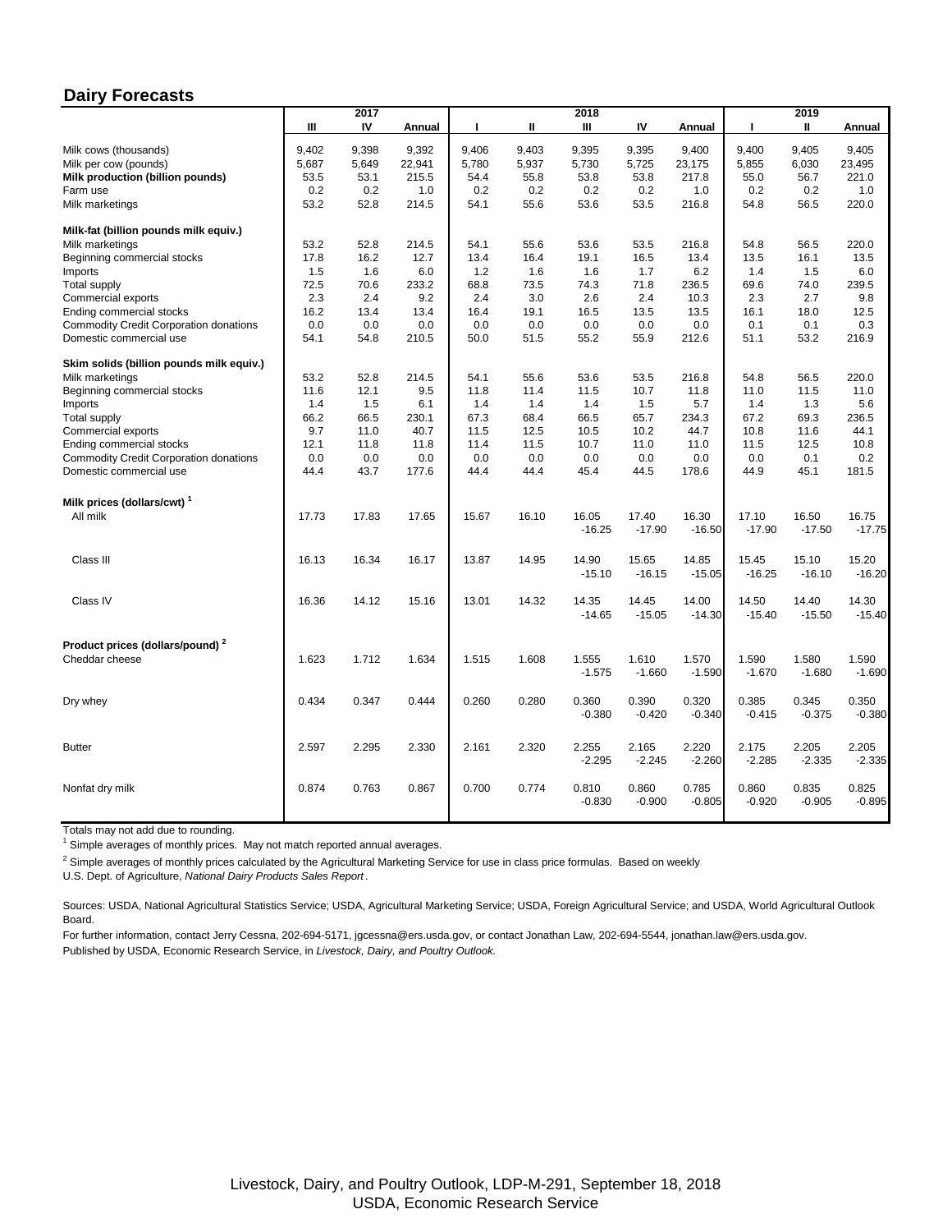## Dairy Forecasts

| | 2017 | | | 2018 | | | | | 2019 | | |
|---|---|---|---|---|---|---|---|---|---|---|---|
| | III | IV | Annual | I | II | III | IV | Annual | I | II | Annual |
| Milk cows (thousands) | 9,402 | 9,398 | 9,392 | 9,406 | 9,403 | 9,395 | 9,395 | 9,400 | 9,400 | 9,405 | 9,405 |
| Milk per cow (pounds) | 5,687 | 5,649 | 22,941 | 5,780 | 5,937 | 5,730 | 5,725 | 23,175 | 5,855 | 6,030 | 23,495 |
| **Milk production (billion pounds)** | 53.5 | 53.1 | 215.5 | 54.4 | 55.8 | 53.8 | 53.8 | 217.8 | 55.0 | 56.7 | 221.0 |
| Farm use | 0.2 | 0.2 | 1.0 | 0.2 | 0.2 | 0.2 | 0.2 | 1.0 | 0.2 | 0.2 | 1.0 |
| Milk marketings | 53.2 | 52.8 | 214.5 | 54.1 | 55.6 | 53.6 | 53.5 | 216.8 | 54.8 | 56.5 | 220.0 |
| **Milk-fat (billion pounds milk equiv.)** | | | | | | | | | | | |
| Milk marketings | 53.2 | 52.8 | 214.5 | 54.1 | 55.6 | 53.6 | 53.5 | 216.8 | 54.8 | 56.5 | 220.0 |
| Beginning commercial stocks | 17.8 | 16.2 | 12.7 | 13.4 | 16.4 | 19.1 | 16.5 | 13.4 | 13.5 | 16.1 | 13.5 |
| Imports | 1.5 | 1.6 | 6.0 | 1.2 | 1.6 | 1.6 | 1.7 | 6.2 | 1.4 | 1.5 | 6.0 |
| Total supply | 72.5 | 70.6 | 233.2 | 68.8 | 73.5 | 74.3 | 71.8 | 236.5 | 69.6 | 74.0 | 239.5 |
| Commercial exports | 2.3 | 2.4 | 9.2 | 2.4 | 3.0 | 2.6 | 2.4 | 10.3 | 2.3 | 2.7 | 9.8 |
| Ending commercial stocks | 16.2 | 13.4 | 13.4 | 16.4 | 19.1 | 16.5 | 13.5 | 13.5 | 16.1 | 18.0 | 12.5 |
| Commodity Credit Corporation donations | 0.0 | 0.0 | 0.0 | 0.0 | 0.0 | 0.0 | 0.0 | 0.0 | 0.1 | 0.1 | 0.3 |
| Domestic commercial use | 54.1 | 54.8 | 210.5 | 50.0 | 51.5 | 55.2 | 55.9 | 212.6 | 51.1 | 53.2 | 216.9 |
| **Skim solids (billion pounds milk equiv.)** | | | | | | | | | | | |
| Milk marketings | 53.2 | 52.8 | 214.5 | 54.1 | 55.6 | 53.6 | 53.5 | 216.8 | 54.8 | 56.5 | 220.0 |
| Beginning commercial stocks | 11.6 | 12.1 | 9.5 | 11.8 | 11.4 | 11.5 | 10.7 | 11.8 | 11.0 | 11.5 | 11.0 |
| Imports | 1.4 | 1.5 | 6.1 | 1.4 | 1.4 | 1.4 | 1.5 | 5.7 | 1.4 | 1.3 | 5.6 |
| Total supply | 66.2 | 66.5 | 230.1 | 67.3 | 68.4 | 66.5 | 65.7 | 234.3 | 67.2 | 69.3 | 236.5 |
| Commercial exports | 9.7 | 11.0 | 40.7 | 11.5 | 12.5 | 10.5 | 10.2 | 44.7 | 10.8 | 11.6 | 44.1 |
| Ending commercial stocks | 12.1 | 11.8 | 11.8 | 11.4 | 11.5 | 10.7 | 11.0 | 11.0 | 11.5 | 12.5 | 10.8 |
| Commodity Credit Corporation donations | 0.0 | 0.0 | 0.0 | 0.0 | 0.0 | 0.0 | 0.0 | 0.0 | 0.0 | 0.1 | 0.2 |
| Domestic commercial use | 44.4 | 43.7 | 177.6 | 44.4 | 44.4 | 45.4 | 44.5 | 178.6 | 44.9 | 45.1 | 181.5 |
| **Milk prices (dollars/cwt)** [1] | | | | | | | | | | | |
| All milk | 17.73 | 17.83 | 17.65 | 15.67 | 16.10 | 16.05 -16.25 | 17.40 -17.90 | 16.30 -16.50 | 17.10 -17.90 | 16.50 -17.50 | 16.75 -17.75 |
| Class III | 16.13 | 16.34 | 16.17 | 13.87 | 14.95 | 14.90 -15.10 | 15.65 -16.15 | 14.85 -15.05 | 15.45 -16.25 | 15.10 -16.10 | 15.20 -16.20 |
| Class IV | 16.36 | 14.12 | 15.16 | 13.01 | 14.32 | 14.35 -14.65 | 14.45 -15.05 | 14.00 -14.30 | 14.50 -15.40 | 14.40 -15.50 | 14.30 -15.40 |
| **Product prices (dollars/pound)** [2] | | | | | | | | | | | |
| Cheddar cheese | 1.623 | 1.712 | 1.634 | 1.515 | 1.608 | 1.555 -1.575 | 1.610 -1.660 | 1.570 -1.590 | 1.590 -1.670 | 1.580 -1.680 | 1.590 -1.690 |
| Dry whey | 0.434 | 0.347 | 0.444 | 0.260 | 0.280 | 0.360 -0.380 | 0.390 -0.420 | 0.320 -0.340 | 0.385 -0.415 | 0.345 -0.375 | 0.350 -0.380 |
| Butter | 2.597 | 2.295 | 2.330 | 2.161 | 2.320 | 2.255 -2.295 | 2.165 -2.245 | 2.220 -2.260 | 2.175 -2.285 | 2.205 -2.335 | 2.205 -2.335 |
| Nonfat dry milk | 0.874 | 0.763 | 0.867 | 0.700 | 0.774 | 0.810 -0.830 | 0.860 -0.900 | 0.785 -0.805 | 0.860 -0.920 | 0.835 -0.905 | 0.825 -0.895 |

Totals may not add due to rounding.

[1] Simple averages of monthly prices. May not match reported annual averages.

[2] Simple averages of monthly prices calculated by the Agricultural Marketing Service for use in class price formulas. Based on weekly U.S. Dept. of Agriculture, *National Dairy Products Sales Report*.

Sources: USDA, National Agricultural Statistics Service; USDA, Agricultural Marketing Service; USDA, Foreign Agricultural Service; and USDA, World Agricultural Outlook Board.

For further information, contact Jerry Cessna, 202-694-5171, jgcessna@ers.usda.gov, or contact Jonathan Law, 202-694-5544, jonathan.law@ers.usda.gov.

Published by USDA, Economic Research Service, in *Livestock, Dairy, and Poultry Outlook.*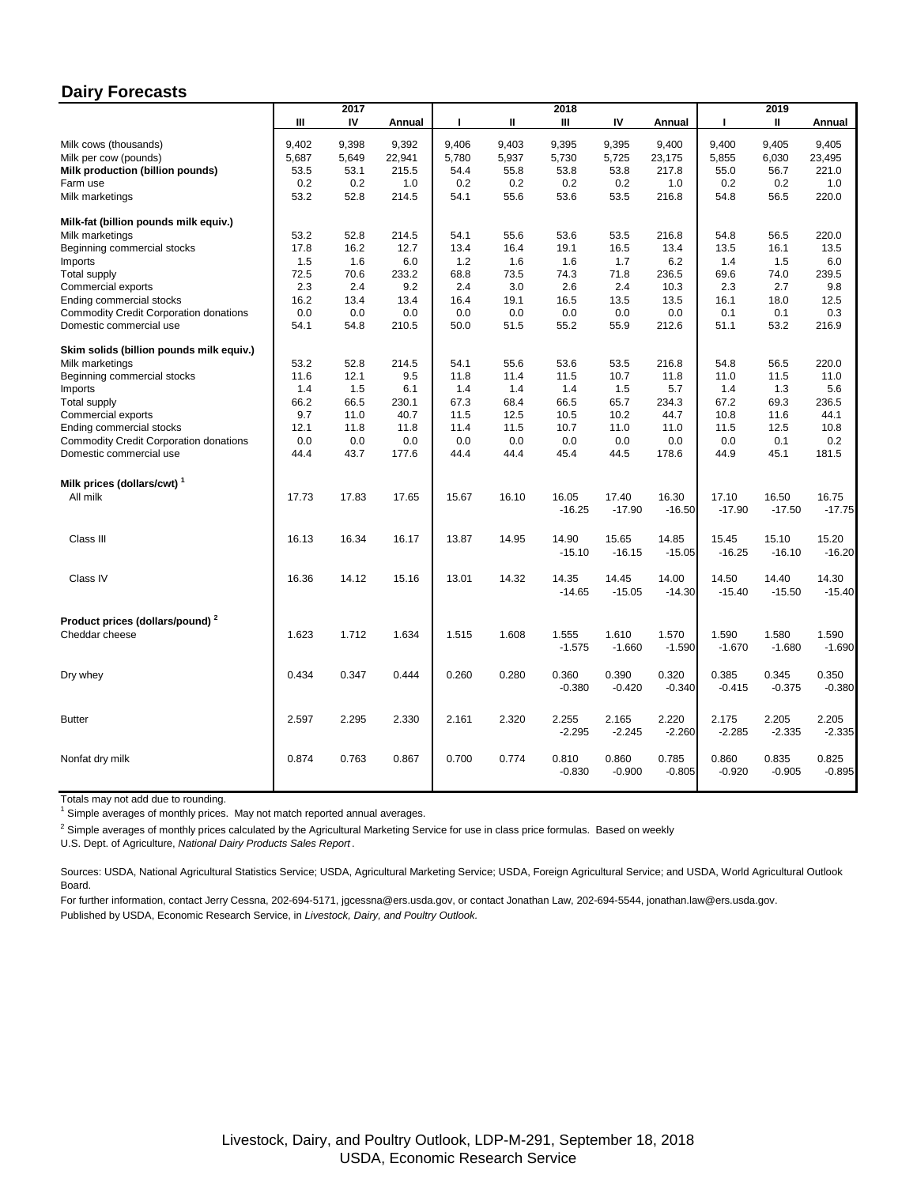## Dairy Forecasts

| | 2017 | | | 2018 | | | | | 2019 | | |
|---|---|---|---|---|---|---|---|---|---|---|---|
| | III | IV | Annual | I | II | III | IV | Annual | I | II | Annual |
| Milk cows (thousands) | 9,402 | 9,398 | 9,392 | 9,406 | 9,403 | 9,395 | 9,395 | 9,400 | 9,400 | 9,405 | 9,405 |
| Milk per cow (pounds) | 5,687 | 5,649 | 22,941 | 5,780 | 5,937 | 5,730 | 5,725 | 23,175 | 5,855 | 6,030 | 23,495 |
| **Milk production (billion pounds)** | 53.5 | 53.1 | 215.5 | 54.4 | 55.8 | 53.8 | 53.8 | 217.8 | 55.0 | 56.7 | 221.0 |
| Farm use | 0.2 | 0.2 | 1.0 | 0.2 | 0.2 | 0.2 | 0.2 | 1.0 | 0.2 | 0.2 | 1.0 |
| Milk marketings | 53.2 | 52.8 | 214.5 | 54.1 | 55.6 | 53.6 | 53.5 | 216.8 | 54.8 | 56.5 | 220.0 |
| **Milk-fat (billion pounds milk equiv.)** | | | | | | | | | | | |
| Milk marketings | 53.2 | 52.8 | 214.5 | 54.1 | 55.6 | 53.6 | 53.5 | 216.8 | 54.8 | 56.5 | 220.0 |
| Beginning commercial stocks | 17.8 | 16.2 | 12.7 | 13.4 | 16.4 | 19.1 | 16.5 | 13.4 | 13.5 | 16.1 | 13.5 |
| Imports | 1.5 | 1.6 | 6.0 | 1.2 | 1.6 | 1.6 | 1.7 | 6.2 | 1.4 | 1.5 | 6.0 |
| Total supply | 72.5 | 70.6 | 233.2 | 68.8 | 73.5 | 74.3 | 71.8 | 236.5 | 69.6 | 74.0 | 239.5 |
| Commercial exports | 2.3 | 2.4 | 9.2 | 2.4 | 3.0 | 2.6 | 2.4 | 10.3 | 2.3 | 2.7 | 9.8 |
| Ending commercial stocks | 16.2 | 13.4 | 13.4 | 16.4 | 19.1 | 16.5 | 13.5 | 13.5 | 16.1 | 18.0 | 12.5 |
| Commodity Credit Corporation donations | 0.0 | 0.0 | 0.0 | 0.0 | 0.0 | 0.0 | 0.0 | 0.0 | 0.1 | 0.1 | 0.3 |
| Domestic commercial use | 54.1 | 54.8 | 210.5 | 50.0 | 51.5 | 55.2 | 55.9 | 212.6 | 51.1 | 53.2 | 216.9 |
| **Skim solids (billion pounds milk equiv.)** | | | | | | | | | | | |
| Milk marketings | 53.2 | 52.8 | 214.5 | 54.1 | 55.6 | 53.6 | 53.5 | 216.8 | 54.8 | 56.5 | 220.0 |
| Beginning commercial stocks | 11.6 | 12.1 | 9.5 | 11.8 | 11.4 | 11.5 | 10.7 | 11.8 | 11.0 | 11.5 | 11.0 |
| Imports | 1.4 | 1.5 | 6.1 | 1.4 | 1.4 | 1.4 | 1.5 | 5.7 | 1.4 | 1.3 | 5.6 |
| Total supply | 66.2 | 66.5 | 230.1 | 67.3 | 68.4 | 66.5 | 65.7 | 234.3 | 67.2 | 69.3 | 236.5 |
| Commercial exports | 9.7 | 11.0 | 40.7 | 11.5 | 12.5 | 10.5 | 10.2 | 44.7 | 10.8 | 11.6 | 44.1 |
| Ending commercial stocks | 12.1 | 11.8 | 11.8 | 11.4 | 11.5 | 10.7 | 11.0 | 11.0 | 11.5 | 12.5 | 10.8 |
| Commodity Credit Corporation donations | 0.0 | 0.0 | 0.0 | 0.0 | 0.0 | 0.0 | 0.0 | 0.0 | 0.0 | 0.1 | 0.2 |
| Domestic commercial use | 44.4 | 43.7 | 177.6 | 44.4 | 44.4 | 45.4 | 44.5 | 178.6 | 44.9 | 45.1 | 181.5 |
| **Milk prices (dollars/cwt)** [1] | | | | | | | | | | | |
| All milk | 17.73 | 17.83 | 17.65 | 15.67 | 16.10 | 16.05 | 17.40 | 16.30 | 17.10 | 16.50 | 16.75 |
| | | | | | | -16.25 | -17.90 | -16.50 | -17.90 | -17.50 | -17.75 |
| Class III | 16.13 | 16.34 | 16.17 | 13.87 | 14.95 | 14.90 | 15.65 | 14.85 | 15.45 | 15.10 | 15.20 |
| | | | | | | -15.10 | -16.15 | -15.05 | -16.25 | -16.10 | -16.20 |
| Class IV | 16.36 | 14.12 | 15.16 | 13.01 | 14.32 | 14.35 | 14.45 | 14.00 | 14.50 | 14.40 | 14.30 |
| | | | | | | -14.65 | -15.05 | -14.30 | -15.40 | -15.50 | -15.40 |
| **Product prices (dollars/pound)** [2] | | | | | | | | | | | |
| Cheddar cheese | 1.623 | 1.712 | 1.634 | 1.515 | 1.608 | 1.555 | 1.610 | 1.570 | 1.590 | 1.580 | 1.590 |
| | | | | | | -1.575 | -1.660 | -1.590 | -1.670 | -1.680 | -1.690 |
| Dry whey | 0.434 | 0.347 | 0.444 | 0.260 | 0.280 | 0.360 | 0.390 | 0.320 | 0.385 | 0.345 | 0.350 |
| | | | | | | -0.380 | -0.420 | -0.340 | -0.415 | -0.375 | -0.380 |
| Butter | 2.597 | 2.295 | 2.330 | 2.161 | 2.320 | 2.255 | 2.165 | 2.220 | 2.175 | 2.205 | 2.205 |
| | | | | | | -2.295 | -2.245 | -2.260 | -2.285 | -2.335 | -2.335 |
| Nonfat dry milk | 0.874 | 0.763 | 0.867 | 0.700 | 0.774 | 0.810 | 0.860 | 0.785 | 0.860 | 0.835 | 0.825 |
| | | | | | | -0.830 | -0.900 | -0.805 | -0.920 | -0.905 | -0.895 |

Totals may not add due to rounding.

[1] Simple averages of monthly prices. May not match reported annual averages.

[2] Simple averages of monthly prices calculated by the Agricultural Marketing Service for use in class price formulas. Based on weekly U.S. Dept. of Agriculture, *National Dairy Products Sales Report*.

Sources: USDA, National Agricultural Statistics Service; USDA, Agricultural Marketing Service; USDA, Foreign Agricultural Service; and USDA, World Agricultural Outlook Board.

For further information, contact Jerry Cessna, 202-694-5171, jgcessna@ers.usda.gov, or contact Jonathan Law, 202-694-5544, jonathan.law@ers.usda.gov.

Published by USDA, Economic Research Service, in *Livestock, Dairy, and Poultry Outlook.*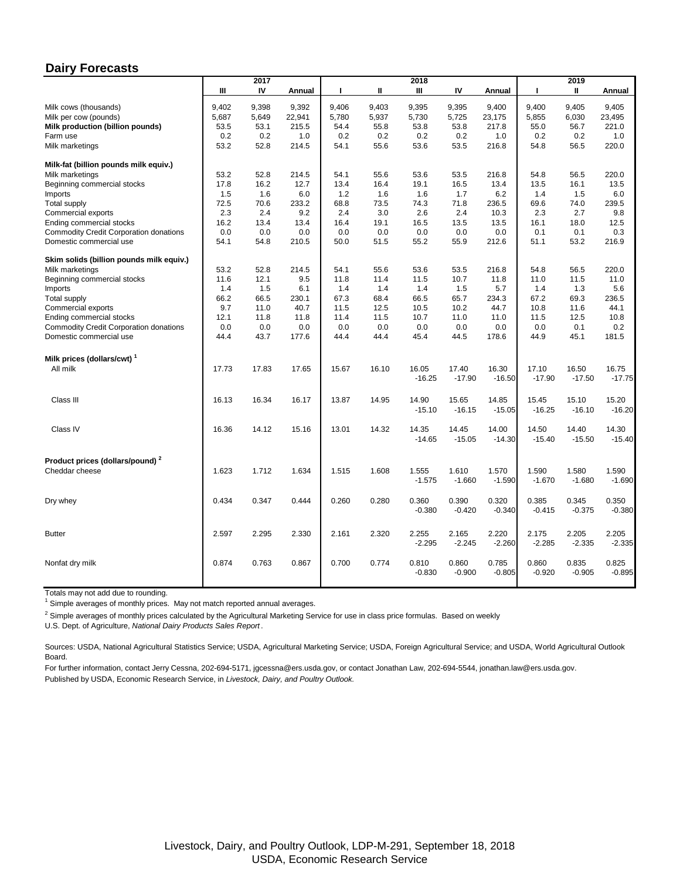## Dairy Forecasts

| | 2017 | | | 2018 | | | | | 2019 | | |
|---|---|---|---|---|---|---|---|---|---|---|---|
| | III | IV | Annual | I | II | III | IV | Annual | I | II | Annual |
| Milk cows (thousands) | 9,402 | 9,398 | 9,392 | 9,406 | 9,403 | 9,395 | 9,395 | 9,400 | 9,400 | 9,405 | 9,405 |
| Milk per cow (pounds) | 5,687 | 5,649 | 22,941 | 5,780 | 5,937 | 5,730 | 5,725 | 23,175 | 5,855 | 6,030 | 23,495 |
| **Milk production (billion pounds)** | 53.5 | 53.1 | 215.5 | 54.4 | 55.8 | 53.8 | 53.8 | 217.8 | 55.0 | 56.7 | 221.0 |
| Farm use | 0.2 | 0.2 | 1.0 | 0.2 | 0.2 | 0.2 | 0.2 | 1.0 | 0.2 | 0.2 | 1.0 |
| Milk marketings | 53.2 | 52.8 | 214.5 | 54.1 | 55.6 | 53.6 | 53.5 | 216.8 | 54.8 | 56.5 | 220.0 |
| **Milk-fat (billion pounds milk equiv.)** | | | | | | | | | | | |
| Milk marketings | 53.2 | 52.8 | 214.5 | 54.1 | 55.6 | 53.6 | 53.5 | 216.8 | 54.8 | 56.5 | 220.0 |
| Beginning commercial stocks | 17.8 | 16.2 | 12.7 | 13.4 | 16.4 | 19.1 | 16.5 | 13.4 | 13.5 | 16.1 | 13.5 |
| Imports | 1.5 | 1.6 | 6.0 | 1.2 | 1.6 | 1.6 | 1.7 | 6.2 | 1.4 | 1.5 | 6.0 |
| Total supply | 72.5 | 70.6 | 233.2 | 68.8 | 73.5 | 74.3 | 71.8 | 236.5 | 69.6 | 74.0 | 239.5 |
| Commercial exports | 2.3 | 2.4 | 9.2 | 2.4 | 3.0 | 2.6 | 2.4 | 10.3 | 2.3 | 2.7 | 9.8 |
| Ending commercial stocks | 16.2 | 13.4 | 13.4 | 16.4 | 19.1 | 16.5 | 13.5 | 13.5 | 16.1 | 18.0 | 12.5 |
| Commodity Credit Corporation donations | 0.0 | 0.0 | 0.0 | 0.0 | 0.0 | 0.0 | 0.0 | 0.0 | 0.1 | 0.1 | 0.3 |
| Domestic commercial use | 54.1 | 54.8 | 210.5 | 50.0 | 51.5 | 55.2 | 55.9 | 212.6 | 51.1 | 53.2 | 216.9 |
| **Skim solids (billion pounds milk equiv.)** | | | | | | | | | | | |
| Milk marketings | 53.2 | 52.8 | 214.5 | 54.1 | 55.6 | 53.6 | 53.5 | 216.8 | 54.8 | 56.5 | 220.0 |
| Beginning commercial stocks | 11.6 | 12.1 | 9.5 | 11.8 | 11.4 | 11.5 | 10.7 | 11.8 | 11.0 | 11.5 | 11.0 |
| Imports | 1.4 | 1.5 | 6.1 | 1.4 | 1.4 | 1.4 | 1.5 | 5.7 | 1.4 | 1.3 | 5.6 |
| Total supply | 66.2 | 66.5 | 230.1 | 67.3 | 68.4 | 66.5 | 65.7 | 234.3 | 67.2 | 69.3 | 236.5 |
| Commercial exports | 9.7 | 11.0 | 40.7 | 11.5 | 12.5 | 10.5 | 10.2 | 44.7 | 10.8 | 11.6 | 44.1 |
| Ending commercial stocks | 12.1 | 11.8 | 11.8 | 11.4 | 11.5 | 10.7 | 11.0 | 11.0 | 11.5 | 12.5 | 10.8 |
| Commodity Credit Corporation donations | 0.0 | 0.0 | 0.0 | 0.0 | 0.0 | 0.0 | 0.0 | 0.0 | 0.0 | 0.1 | 0.2 |
| Domestic commercial use | 44.4 | 43.7 | 177.6 | 44.4 | 44.4 | 45.4 | 44.5 | 178.6 | 44.9 | 45.1 | 181.5 |
| **Milk prices (dollars/cwt)** [1] | | | | | | | | | | | |
| All milk | 17.73 | 17.83 | 17.65 | 15.67 | 16.10 | 16.05 | 17.40 | 16.30 | 17.10 | 16.50 | 16.75 |
| | | | | | | -16.25 | -17.90 | -16.50 | -17.90 | -17.50 | -17.75 |
| Class III | 16.13 | 16.34 | 16.17 | 13.87 | 14.95 | 14.90 | 15.65 | 14.85 | 15.45 | 15.10 | 15.20 |
| | | | | | | -15.10 | -16.15 | -15.05 | -16.25 | -16.10 | -16.20 |
| Class IV | 16.36 | 14.12 | 15.16 | 13.01 | 14.32 | 14.35 | 14.45 | 14.00 | 14.50 | 14.40 | 14.30 |
| | | | | | | -14.65 | -15.05 | -14.30 | -15.40 | -15.50 | -15.40 |
| **Product prices (dollars/pound)** [2] | | | | | | | | | | | |
| Cheddar cheese | 1.623 | 1.712 | 1.634 | 1.515 | 1.608 | 1.555 | 1.610 | 1.570 | 1.590 | 1.580 | 1.590 |
| | | | | | | -1.575 | -1.660 | -1.590 | -1.670 | -1.680 | -1.690 |
| Dry whey | 0.434 | 0.347 | 0.444 | 0.260 | 0.280 | 0.360 | 0.390 | 0.320 | 0.385 | 0.345 | 0.350 |
| | | | | | | -0.380 | -0.420 | -0.340 | -0.415 | -0.375 | -0.380 |
| Butter | 2.597 | 2.295 | 2.330 | 2.161 | 2.320 | 2.255 | 2.165 | 2.220 | 2.175 | 2.205 | 2.205 |
| | | | | | | -2.295 | -2.245 | -2.260 | -2.285 | -2.335 | -2.335 |
| Nonfat dry milk | 0.874 | 0.763 | 0.867 | 0.700 | 0.774 | 0.810 | 0.860 | 0.785 | 0.860 | 0.835 | 0.825 |
| | | | | | | -0.830 | -0.900 | -0.805 | -0.920 | -0.905 | -0.895 |

Totals may not add due to rounding.

[1] Simple averages of monthly prices. May not match reported annual averages.

[2] Simple averages of monthly prices calculated by the Agricultural Marketing Service for use in class price formulas. Based on weekly U.S. Dept. of Agriculture, *National Dairy Products Sales Report*.

Sources: USDA, National Agricultural Statistics Service; USDA, Agricultural Marketing Service; USDA, Foreign Agricultural Service; and USDA, World Agricultural Outlook Board.

For further information, contact Jerry Cessna, 202-694-5171, jgcessna@ers.usda.gov, or contact Jonathan Law, 202-694-5544, jonathan.law@ers.usda.gov.

Published by USDA, Economic Research Service, in *Livestock, Dairy, and Poultry Outlook.*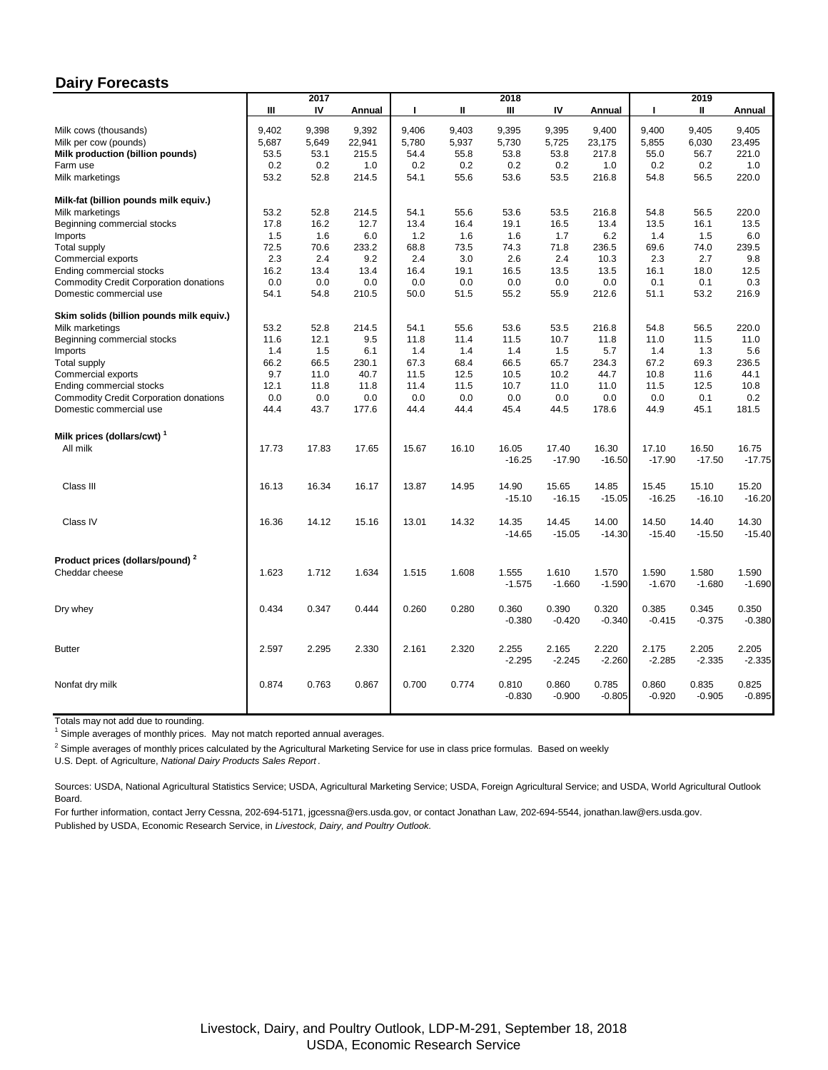## Dairy Forecasts

| | 2017 | | | 2018 | | | | | 2019 | | |
|---|---|---|---|---|---|---|---|---|---|---|---|
| | III | IV | Annual | I | II | III | IV | Annual | I | II | Annual |
| Milk cows (thousands) | 9,402 | 9,398 | 9,392 | 9,406 | 9,403 | 9,395 | 9,395 | 9,400 | 9,400 | 9,405 | 9,405 |
| Milk per cow (pounds) | 5,687 | 5,649 | 22,941 | 5,780 | 5,937 | 5,730 | 5,725 | 23,175 | 5,855 | 6,030 | 23,495 |
| **Milk production (billion pounds)** | 53.5 | 53.1 | 215.5 | 54.4 | 55.8 | 53.8 | 53.8 | 217.8 | 55.0 | 56.7 | 221.0 |
| Farm use | 0.2 | 0.2 | 1.0 | 0.2 | 0.2 | 0.2 | 0.2 | 1.0 | 0.2 | 0.2 | 1.0 |
| Milk marketings | 53.2 | 52.8 | 214.5 | 54.1 | 55.6 | 53.6 | 53.5 | 216.8 | 54.8 | 56.5 | 220.0 |
| **Milk-fat (billion pounds milk equiv.)** | | | | | | | | | | | |
| Milk marketings | 53.2 | 52.8 | 214.5 | 54.1 | 55.6 | 53.6 | 53.5 | 216.8 | 54.8 | 56.5 | 220.0 |
| Beginning commercial stocks | 17.8 | 16.2 | 12.7 | 13.4 | 16.4 | 19.1 | 16.5 | 13.4 | 13.5 | 16.1 | 13.5 |
| Imports | 1.5 | 1.6 | 6.0 | 1.2 | 1.6 | 1.6 | 1.7 | 6.2 | 1.4 | 1.5 | 6.0 |
| Total supply | 72.5 | 70.6 | 233.2 | 68.8 | 73.5 | 74.3 | 71.8 | 236.5 | 69.6 | 74.0 | 239.5 |
| Commercial exports | 2.3 | 2.4 | 9.2 | 2.4 | 3.0 | 2.6 | 2.4 | 10.3 | 2.3 | 2.7 | 9.8 |
| Ending commercial stocks | 16.2 | 13.4 | 13.4 | 16.4 | 19.1 | 16.5 | 13.5 | 13.5 | 16.1 | 18.0 | 12.5 |
| Commodity Credit Corporation donations | 0.0 | 0.0 | 0.0 | 0.0 | 0.0 | 0.0 | 0.0 | 0.0 | 0.1 | 0.1 | 0.3 |
| Domestic commercial use | 54.1 | 54.8 | 210.5 | 50.0 | 51.5 | 55.2 | 55.9 | 212.6 | 51.1 | 53.2 | 216.9 |
| **Skim solids (billion pounds milk equiv.)** | | | | | | | | | | | |
| Milk marketings | 53.2 | 52.8 | 214.5 | 54.1 | 55.6 | 53.6 | 53.5 | 216.8 | 54.8 | 56.5 | 220.0 |
| Beginning commercial stocks | 11.6 | 12.1 | 9.5 | 11.8 | 11.4 | 11.5 | 10.7 | 11.8 | 11.0 | 11.5 | 11.0 |
| Imports | 1.4 | 1.5 | 6.1 | 1.4 | 1.4 | 1.4 | 1.5 | 5.7 | 1.4 | 1.3 | 5.6 |
| Total supply | 66.2 | 66.5 | 230.1 | 67.3 | 68.4 | 66.5 | 65.7 | 234.3 | 67.2 | 69.3 | 236.5 |
| Commercial exports | 9.7 | 11.0 | 40.7 | 11.5 | 12.5 | 10.5 | 10.2 | 44.7 | 10.8 | 11.6 | 44.1 |
| Ending commercial stocks | 12.1 | 11.8 | 11.8 | 11.4 | 11.5 | 10.7 | 11.0 | 11.0 | 11.5 | 12.5 | 10.8 |
| Commodity Credit Corporation donations | 0.0 | 0.0 | 0.0 | 0.0 | 0.0 | 0.0 | 0.0 | 0.0 | 0.0 | 0.1 | 0.2 |
| Domestic commercial use | 44.4 | 43.7 | 177.6 | 44.4 | 44.4 | 45.4 | 44.5 | 178.6 | 44.9 | 45.1 | 181.5 |
| **Milk prices (dollars/cwt)** [1] | | | | | | | | | | | |
| All milk | 17.73 | 17.83 | 17.65 | 15.67 | 16.10 | 16.05 | 17.40 | 16.30 | 17.10 | 16.50 | 16.75 |
| | | | | | | -16.25 | -17.90 | -16.50 | -17.90 | -17.50 | -17.75 |
| Class III | 16.13 | 16.34 | 16.17 | 13.87 | 14.95 | 14.90 | 15.65 | 14.85 | 15.45 | 15.10 | 15.20 |
| | | | | | | -15.10 | -16.15 | -15.05 | -16.25 | -16.10 | -16.20 |
| Class IV | 16.36 | 14.12 | 15.16 | 13.01 | 14.32 | 14.35 | 14.45 | 14.00 | 14.50 | 14.40 | 14.30 |
| | | | | | | -14.65 | -15.05 | -14.30 | -15.40 | -15.50 | -15.40 |
| **Product prices (dollars/pound)** [2] | | | | | | | | | | | |
| Cheddar cheese | 1.623 | 1.712 | 1.634 | 1.515 | 1.608 | 1.555 | 1.610 | 1.570 | 1.590 | 1.580 | 1.590 |
| | | | | | | -1.575 | -1.660 | -1.590 | -1.670 | -1.680 | -1.690 |
| Dry whey | 0.434 | 0.347 | 0.444 | 0.260 | 0.280 | 0.360 | 0.390 | 0.320 | 0.385 | 0.345 | 0.350 |
| | | | | | | -0.380 | -0.420 | -0.340 | -0.415 | -0.375 | -0.380 |
| Butter | 2.597 | 2.295 | 2.330 | 2.161 | 2.320 | 2.255 | 2.165 | 2.220 | 2.175 | 2.205 | 2.205 |
| | | | | | | -2.295 | -2.245 | -2.260 | -2.285 | -2.335 | -2.335 |
| Nonfat dry milk | 0.874 | 0.763 | 0.867 | 0.700 | 0.774 | 0.810 | 0.860 | 0.785 | 0.860 | 0.835 | 0.825 |
| | | | | | | -0.830 | -0.900 | -0.805 | -0.920 | -0.905 | -0.895 |

Totals may not add due to rounding.

[1] Simple averages of monthly prices. May not match reported annual averages.

[2] Simple averages of monthly prices calculated by the Agricultural Marketing Service for use in class price formulas. Based on weekly U.S. Dept. of Agriculture, *National Dairy Products Sales Report*.

Sources: USDA, National Agricultural Statistics Service; USDA, Agricultural Marketing Service; USDA, Foreign Agricultural Service; and USDA, World Agricultural Outlook Board.

For further information, contact Jerry Cessna, 202-694-5171, jgcessna@ers.usda.gov, or contact Jonathan Law, 202-694-5544, jonathan.law@ers.usda.gov.

Published by USDA, Economic Research Service, in *Livestock, Dairy, and Poultry Outlook.*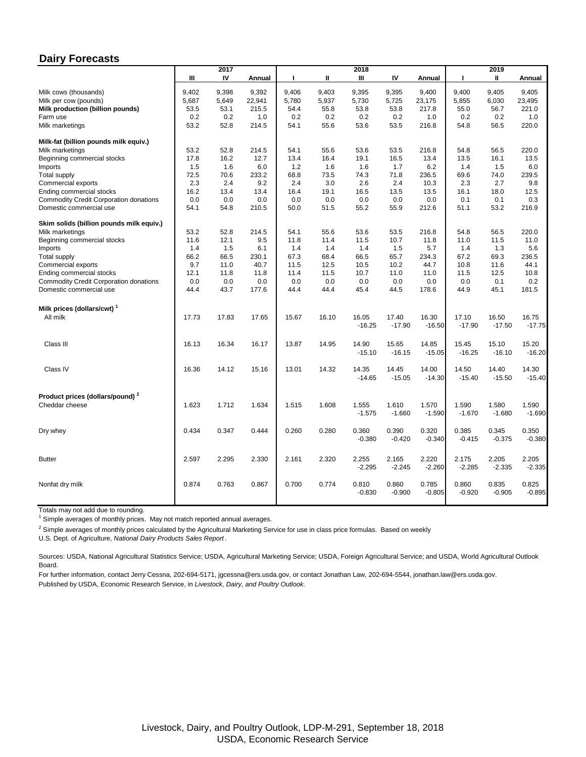## Dairy Forecasts

| | 2017 | | | 2018 | | | | | 2019 | | |
|---|---|---|---|---|---|---|---|---|---|---|---|
| | III | IV | Annual | I | II | III | IV | Annual | I | II | Annual |
| Milk cows (thousands) | 9,402 | 9,398 | 9,392 | 9,406 | 9,403 | 9,395 | 9,395 | 9,400 | 9,400 | 9,405 | 9,405 |
| Milk per cow (pounds) | 5,687 | 5,649 | 22,941 | 5,780 | 5,937 | 5,730 | 5,725 | 23,175 | 5,855 | 6,030 | 23,495 |
| **Milk production (billion pounds)** | 53.5 | 53.1 | 215.5 | 54.4 | 55.8 | 53.8 | 53.8 | 217.8 | 55.0 | 56.7 | 221.0 |
| Farm use | 0.2 | 0.2 | 1.0 | 0.2 | 0.2 | 0.2 | 0.2 | 1.0 | 0.2 | 0.2 | 1.0 |
| Milk marketings | 53.2 | 52.8 | 214.5 | 54.1 | 55.6 | 53.6 | 53.5 | 216.8 | 54.8 | 56.5 | 220.0 |
| **Milk-fat (billion pounds milk equiv.)** | | | | | | | | | | | |
| Milk marketings | 53.2 | 52.8 | 214.5 | 54.1 | 55.6 | 53.6 | 53.5 | 216.8 | 54.8 | 56.5 | 220.0 |
| Beginning commercial stocks | 17.8 | 16.2 | 12.7 | 13.4 | 16.4 | 19.1 | 16.5 | 13.4 | 13.5 | 16.1 | 13.5 |
| Imports | 1.5 | 1.6 | 6.0 | 1.2 | 1.6 | 1.6 | 1.7 | 6.2 | 1.4 | 1.5 | 6.0 |
| Total supply | 72.5 | 70.6 | 233.2 | 68.8 | 73.5 | 74.3 | 71.8 | 236.5 | 69.6 | 74.0 | 239.5 |
| Commercial exports | 2.3 | 2.4 | 9.2 | 2.4 | 3.0 | 2.6 | 2.4 | 10.3 | 2.3 | 2.7 | 9.8 |
| Ending commercial stocks | 16.2 | 13.4 | 13.4 | 16.4 | 19.1 | 16.5 | 13.5 | 13.5 | 16.1 | 18.0 | 12.5 |
| Commodity Credit Corporation donations | 0.0 | 0.0 | 0.0 | 0.0 | 0.0 | 0.0 | 0.0 | 0.0 | 0.1 | 0.1 | 0.3 |
| Domestic commercial use | 54.1 | 54.8 | 210.5 | 50.0 | 51.5 | 55.2 | 55.9 | 212.6 | 51.1 | 53.2 | 216.9 |
| **Skim solids (billion pounds milk equiv.)** | | | | | | | | | | | |
| Milk marketings | 53.2 | 52.8 | 214.5 | 54.1 | 55.6 | 53.6 | 53.5 | 216.8 | 54.8 | 56.5 | 220.0 |
| Beginning commercial stocks | 11.6 | 12.1 | 9.5 | 11.8 | 11.4 | 11.5 | 10.7 | 11.8 | 11.0 | 11.5 | 11.0 |
| Imports | 1.4 | 1.5 | 6.1 | 1.4 | 1.4 | 1.4 | 1.5 | 5.7 | 1.4 | 1.3 | 5.6 |
| Total supply | 66.2 | 66.5 | 230.1 | 67.3 | 68.4 | 66.5 | 65.7 | 234.3 | 67.2 | 69.3 | 236.5 |
| Commercial exports | 9.7 | 11.0 | 40.7 | 11.5 | 12.5 | 10.5 | 10.2 | 44.7 | 10.8 | 11.6 | 44.1 |
| Ending commercial stocks | 12.1 | 11.8 | 11.8 | 11.4 | 11.5 | 10.7 | 11.0 | 11.0 | 11.5 | 12.5 | 10.8 |
| Commodity Credit Corporation donations | 0.0 | 0.0 | 0.0 | 0.0 | 0.0 | 0.0 | 0.0 | 0.0 | 0.0 | 0.1 | 0.2 |
| Domestic commercial use | 44.4 | 43.7 | 177.6 | 44.4 | 44.4 | 45.4 | 44.5 | 178.6 | 44.9 | 45.1 | 181.5 |
| **Milk prices (dollars/cwt)** [1] | | | | | | | | | | | |
| All milk | 17.73 | 17.83 | 17.65 | 15.67 | 16.10 | 16.05 | 17.40 | 16.30 | 17.10 | 16.50 | 16.75 |
| | | | | | | -16.25 | -17.90 | -16.50 | -17.90 | -17.50 | -17.75 |
| Class III | 16.13 | 16.34 | 16.17 | 13.87 | 14.95 | 14.90 | 15.65 | 14.85 | 15.45 | 15.10 | 15.20 |
| | | | | | | -15.10 | -16.15 | -15.05 | -16.25 | -16.10 | -16.20 |
| Class IV | 16.36 | 14.12 | 15.16 | 13.01 | 14.32 | 14.35 | 14.45 | 14.00 | 14.50 | 14.40 | 14.30 |
| | | | | | | -14.65 | -15.05 | -14.30 | -15.40 | -15.50 | -15.40 |
| **Product prices (dollars/pound)** [2] | | | | | | | | | | | |
| Cheddar cheese | 1.623 | 1.712 | 1.634 | 1.515 | 1.608 | 1.555 | 1.610 | 1.570 | 1.590 | 1.580 | 1.590 |
| | | | | | | -1.575 | -1.660 | -1.590 | -1.670 | -1.680 | -1.690 |
| Dry whey | 0.434 | 0.347 | 0.444 | 0.260 | 0.280 | 0.360 | 0.390 | 0.320 | 0.385 | 0.345 | 0.350 |
| | | | | | | -0.380 | -0.420 | -0.340 | -0.415 | -0.375 | -0.380 |
| Butter | 2.597 | 2.295 | 2.330 | 2.161 | 2.320 | 2.255 | 2.165 | 2.220 | 2.175 | 2.205 | 2.205 |
| | | | | | | -2.295 | -2.245 | -2.260 | -2.285 | -2.335 | -2.335 |
| Nonfat dry milk | 0.874 | 0.763 | 0.867 | 0.700 | 0.774 | 0.810 | 0.860 | 0.785 | 0.860 | 0.835 | 0.825 |
| | | | | | | -0.830 | -0.900 | -0.805 | -0.920 | -0.905 | -0.895 |

Totals may not add due to rounding.

[1] Simple averages of monthly prices. May not match reported annual averages.

[2] Simple averages of monthly prices calculated by the Agricultural Marketing Service for use in class price formulas. Based on weekly U.S. Dept. of Agriculture, *National Dairy Products Sales Report*.

Sources: USDA, National Agricultural Statistics Service; USDA, Agricultural Marketing Service; USDA, Foreign Agricultural Service; and USDA, World Agricultural Outlook Board.

For further information, contact Jerry Cessna, 202-694-5171, jgcessna@ers.usda.gov, or contact Jonathan Law, 202-694-5544, jonathan.law@ers.usda.gov.

Published by USDA, Economic Research Service, in *Livestock, Dairy, and Poultry Outlook.*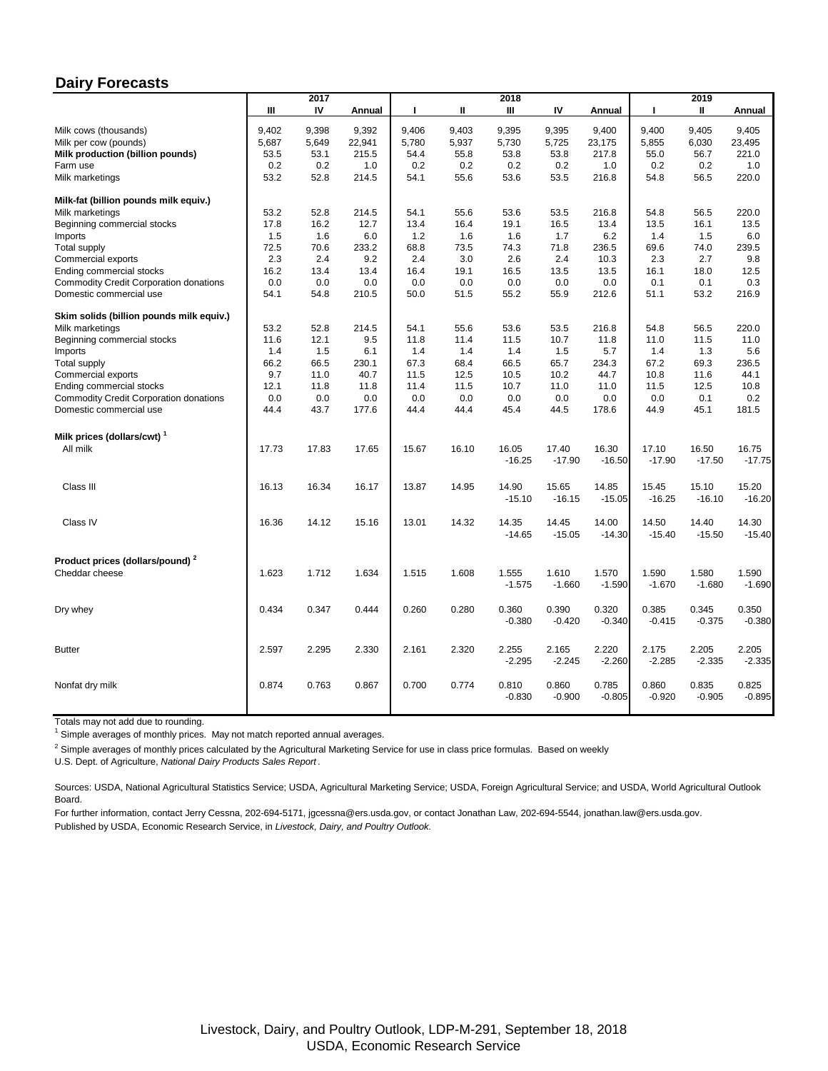## Dairy Forecasts

| | 2017 | | | 2018 | | | | | 2019 | | |
|---|---|---|---|---|---|---|---|---|---|---|---|
| | III | IV | Annual | I | II | III | IV | Annual | I | II | Annual |
| Milk cows (thousands) | 9,402 | 9,398 | 9,392 | 9,406 | 9,403 | 9,395 | 9,395 | 9,400 | 9,400 | 9,405 | 9,405 |
| Milk per cow (pounds) | 5,687 | 5,649 | 22,941 | 5,780 | 5,937 | 5,730 | 5,725 | 23,175 | 5,855 | 6,030 | 23,495 |
| **Milk production (billion pounds)** | 53.5 | 53.1 | 215.5 | 54.4 | 55.8 | 53.8 | 53.8 | 217.8 | 55.0 | 56.7 | 221.0 |
| Farm use | 0.2 | 0.2 | 1.0 | 0.2 | 0.2 | 0.2 | 0.2 | 1.0 | 0.2 | 0.2 | 1.0 |
| Milk marketings | 53.2 | 52.8 | 214.5 | 54.1 | 55.6 | 53.6 | 53.5 | 216.8 | 54.8 | 56.5 | 220.0 |
| **Milk-fat (billion pounds milk equiv.)** | | | | | | | | | | | |
| Milk marketings | 53.2 | 52.8 | 214.5 | 54.1 | 55.6 | 53.6 | 53.5 | 216.8 | 54.8 | 56.5 | 220.0 |
| Beginning commercial stocks | 17.8 | 16.2 | 12.7 | 13.4 | 16.4 | 19.1 | 16.5 | 13.4 | 13.5 | 16.1 | 13.5 |
| Imports | 1.5 | 1.6 | 6.0 | 1.2 | 1.6 | 1.6 | 1.7 | 6.2 | 1.4 | 1.5 | 6.0 |
| Total supply | 72.5 | 70.6 | 233.2 | 68.8 | 73.5 | 74.3 | 71.8 | 236.5 | 69.6 | 74.0 | 239.5 |
| Commercial exports | 2.3 | 2.4 | 9.2 | 2.4 | 3.0 | 2.6 | 2.4 | 10.3 | 2.3 | 2.7 | 9.8 |
| Ending commercial stocks | 16.2 | 13.4 | 13.4 | 16.4 | 19.1 | 16.5 | 13.5 | 13.5 | 16.1 | 18.0 | 12.5 |
| Commodity Credit Corporation donations | 0.0 | 0.0 | 0.0 | 0.0 | 0.0 | 0.0 | 0.0 | 0.0 | 0.1 | 0.1 | 0.3 |
| Domestic commercial use | 54.1 | 54.8 | 210.5 | 50.0 | 51.5 | 55.2 | 55.9 | 212.6 | 51.1 | 53.2 | 216.9 |
| **Skim solids (billion pounds milk equiv.)** | | | | | | | | | | | |
| Milk marketings | 53.2 | 52.8 | 214.5 | 54.1 | 55.6 | 53.6 | 53.5 | 216.8 | 54.8 | 56.5 | 220.0 |
| Beginning commercial stocks | 11.6 | 12.1 | 9.5 | 11.8 | 11.4 | 11.5 | 10.7 | 11.8 | 11.0 | 11.5 | 11.0 |
| Imports | 1.4 | 1.5 | 6.1 | 1.4 | 1.4 | 1.4 | 1.5 | 5.7 | 1.4 | 1.3 | 5.6 |
| Total supply | 66.2 | 66.5 | 230.1 | 67.3 | 68.4 | 66.5 | 65.7 | 234.3 | 67.2 | 69.3 | 236.5 |
| Commercial exports | 9.7 | 11.0 | 40.7 | 11.5 | 12.5 | 10.5 | 10.2 | 44.7 | 10.8 | 11.6 | 44.1 |
| Ending commercial stocks | 12.1 | 11.8 | 11.8 | 11.4 | 11.5 | 10.7 | 11.0 | 11.0 | 11.5 | 12.5 | 10.8 |
| Commodity Credit Corporation donations | 0.0 | 0.0 | 0.0 | 0.0 | 0.0 | 0.0 | 0.0 | 0.0 | 0.0 | 0.1 | 0.2 |
| Domestic commercial use | 44.4 | 43.7 | 177.6 | 44.4 | 44.4 | 45.4 | 44.5 | 178.6 | 44.9 | 45.1 | 181.5 |
| **Milk prices (dollars/cwt) [1]** | | | | | | | | | | | |
| All milk | 17.73 | 17.83 | 17.65 | 15.67 | 16.10 | 16.05 -16.25 | 17.40 -17.90 | 16.30 -16.50 | 17.10 -17.90 | 16.50 -17.50 | 16.75 -17.75 |
| Class III | 16.13 | 16.34 | 16.17 | 13.87 | 14.95 | 14.90 -15.10 | 15.65 -16.15 | 14.85 -15.05 | 15.45 -16.25 | 15.10 -16.10 | 15.20 -16.20 |
| Class IV | 16.36 | 14.12 | 15.16 | 13.01 | 14.32 | 14.35 -14.65 | 14.45 -15.05 | 14.00 -14.30 | 14.50 -15.40 | 14.40 -15.50 | 14.30 -15.40 |
| **Product prices (dollars/pound) [2]** | | | | | | | | | | | |
| Cheddar cheese | 1.623 | 1.712 | 1.634 | 1.515 | 1.608 | 1.555 -1.575 | 1.610 -1.660 | 1.570 -1.590 | 1.590 -1.670 | 1.580 -1.680 | 1.590 -1.690 |
| Dry whey | 0.434 | 0.347 | 0.444 | 0.260 | 0.280 | 0.360 -0.380 | 0.390 -0.420 | 0.320 -0.340 | 0.385 -0.415 | 0.345 -0.375 | 0.350 -0.380 |
| Butter | 2.597 | 2.295 | 2.330 | 2.161 | 2.320 | 2.255 -2.295 | 2.165 -2.245 | 2.220 -2.260 | 2.175 -2.285 | 2.205 -2.335 | 2.205 -2.335 |
| Nonfat dry milk | 0.874 | 0.763 | 0.867 | 0.700 | 0.774 | 0.810 -0.830 | 0.860 -0.900 | 0.785 -0.805 | 0.860 -0.920 | 0.835 -0.905 | 0.825 -0.895 |

Totals may not add due to rounding.

[1] Simple averages of monthly prices. May not match reported annual averages.

[2] Simple averages of monthly prices calculated by the Agricultural Marketing Service for use in class price formulas. Based on weekly U.S. Dept. of Agriculture, *National Dairy Products Sales Report*.

Sources: USDA, National Agricultural Statistics Service; USDA, Agricultural Marketing Service; USDA, Foreign Agricultural Service; and USDA, World Agricultural Outlook Board.

For further information, contact Jerry Cessna, 202-694-5171, jgcessna@ers.usda.gov, or contact Jonathan Law, 202-694-5544, jonathan.law@ers.usda.gov.

Published by USDA, Economic Research Service, in *Livestock, Dairy, and Poultry Outlook.*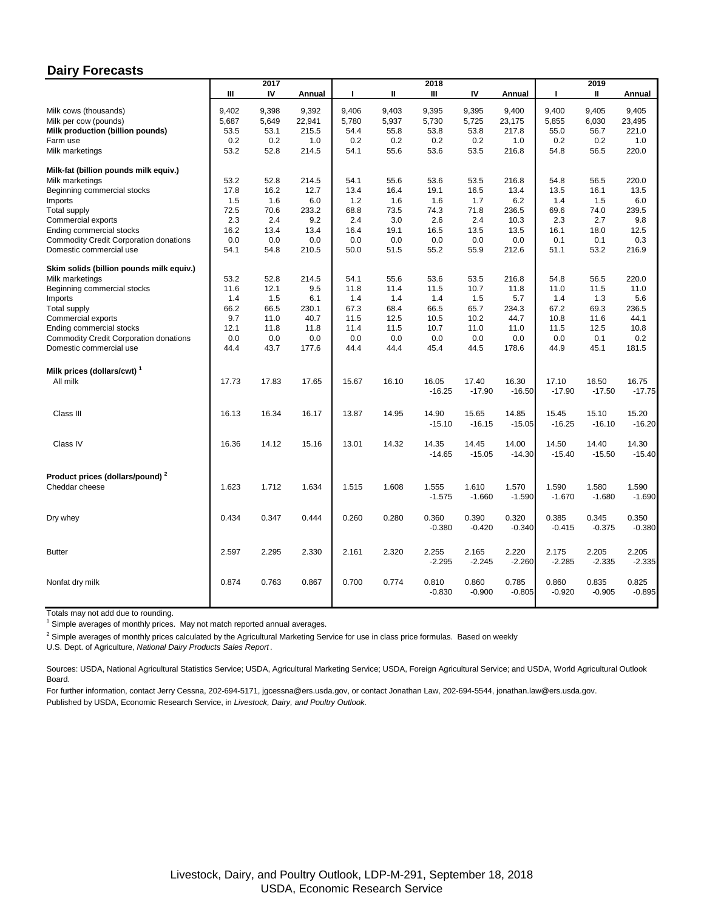## Dairy Forecasts

| | 2017 | | | 2018 | | | | | 2019 | | |
|---|---|---|---|---|---|---|---|---|---|---|---|
| | III | IV | Annual | I | II | III | IV | Annual | I | II | Annual |
| Milk cows (thousands) | 9,402 | 9,398 | 9,392 | 9,406 | 9,403 | 9,395 | 9,395 | 9,400 | 9,400 | 9,405 | 9,405 |
| Milk per cow (pounds) | 5,687 | 5,649 | 22,941 | 5,780 | 5,937 | 5,730 | 5,725 | 23,175 | 5,855 | 6,030 | 23,495 |
| **Milk production (billion pounds)** | 53.5 | 53.1 | 215.5 | 54.4 | 55.8 | 53.8 | 53.8 | 217.8 | 55.0 | 56.7 | 221.0 |
| Farm use | 0.2 | 0.2 | 1.0 | 0.2 | 0.2 | 0.2 | 0.2 | 1.0 | 0.2 | 0.2 | 1.0 |
| Milk marketings | 53.2 | 52.8 | 214.5 | 54.1 | 55.6 | 53.6 | 53.5 | 216.8 | 54.8 | 56.5 | 220.0 |
| **Milk-fat (billion pounds milk equiv.)** | | | | | | | | | | | |
| Milk marketings | 53.2 | 52.8 | 214.5 | 54.1 | 55.6 | 53.6 | 53.5 | 216.8 | 54.8 | 56.5 | 220.0 |
| Beginning commercial stocks | 17.8 | 16.2 | 12.7 | 13.4 | 16.4 | 19.1 | 16.5 | 13.4 | 13.5 | 16.1 | 13.5 |
| Imports | 1.5 | 1.6 | 6.0 | 1.2 | 1.6 | 1.6 | 1.7 | 6.2 | 1.4 | 1.5 | 6.0 |
| Total supply | 72.5 | 70.6 | 233.2 | 68.8 | 73.5 | 74.3 | 71.8 | 236.5 | 69.6 | 74.0 | 239.5 |
| Commercial exports | 2.3 | 2.4 | 9.2 | 2.4 | 3.0 | 2.6 | 2.4 | 10.3 | 2.3 | 2.7 | 9.8 |
| Ending commercial stocks | 16.2 | 13.4 | 13.4 | 16.4 | 19.1 | 16.5 | 13.5 | 13.5 | 16.1 | 18.0 | 12.5 |
| Commodity Credit Corporation donations | 0.0 | 0.0 | 0.0 | 0.0 | 0.0 | 0.0 | 0.0 | 0.0 | 0.1 | 0.1 | 0.3 |
| Domestic commercial use | 54.1 | 54.8 | 210.5 | 50.0 | 51.5 | 55.2 | 55.9 | 212.6 | 51.1 | 53.2 | 216.9 |
| **Skim solids (billion pounds milk equiv.)** | | | | | | | | | | | |
| Milk marketings | 53.2 | 52.8 | 214.5 | 54.1 | 55.6 | 53.6 | 53.5 | 216.8 | 54.8 | 56.5 | 220.0 |
| Beginning commercial stocks | 11.6 | 12.1 | 9.5 | 11.8 | 11.4 | 11.5 | 10.7 | 11.8 | 11.0 | 11.5 | 11.0 |
| Imports | 1.4 | 1.5 | 6.1 | 1.4 | 1.4 | 1.4 | 1.5 | 5.7 | 1.4 | 1.3 | 5.6 |
| Total supply | 66.2 | 66.5 | 230.1 | 67.3 | 68.4 | 66.5 | 65.7 | 234.3 | 67.2 | 69.3 | 236.5 |
| Commercial exports | 9.7 | 11.0 | 40.7 | 11.5 | 12.5 | 10.5 | 10.2 | 44.7 | 10.8 | 11.6 | 44.1 |
| Ending commercial stocks | 12.1 | 11.8 | 11.8 | 11.4 | 11.5 | 10.7 | 11.0 | 11.0 | 11.5 | 12.5 | 10.8 |
| Commodity Credit Corporation donations | 0.0 | 0.0 | 0.0 | 0.0 | 0.0 | 0.0 | 0.0 | 0.0 | 0.0 | 0.1 | 0.2 |
| Domestic commercial use | 44.4 | 43.7 | 177.6 | 44.4 | 44.4 | 45.4 | 44.5 | 178.6 | 44.9 | 45.1 | 181.5 |
| **Milk prices (dollars/cwt)** [1] | | | | | | | | | | | |
| All milk | 17.73 | 17.83 | 17.65 | 15.67 | 16.10 | 16.05 | 17.40 | 16.30 | 17.10 | 16.50 | 16.75 |
| | | | | | | -16.25 | -17.90 | -16.50 | -17.90 | -17.50 | -17.75 |
| Class III | 16.13 | 16.34 | 16.17 | 13.87 | 14.95 | 14.90 | 15.65 | 14.85 | 15.45 | 15.10 | 15.20 |
| | | | | | | -15.10 | -16.15 | -15.05 | -16.25 | -16.10 | -16.20 |
| Class IV | 16.36 | 14.12 | 15.16 | 13.01 | 14.32 | 14.35 | 14.45 | 14.00 | 14.50 | 14.40 | 14.30 |
| | | | | | | -14.65 | -15.05 | -14.30 | -15.40 | -15.50 | -15.40 |
| **Product prices (dollars/pound)** [2] | | | | | | | | | | | |
| Cheddar cheese | 1.623 | 1.712 | 1.634 | 1.515 | 1.608 | 1.555 | 1.610 | 1.570 | 1.590 | 1.580 | 1.590 |
| | | | | | | -1.575 | -1.660 | -1.590 | -1.670 | -1.680 | -1.690 |
| Dry whey | 0.434 | 0.347 | 0.444 | 0.260 | 0.280 | 0.360 | 0.390 | 0.320 | 0.385 | 0.345 | 0.350 |
| | | | | | | -0.380 | -0.420 | -0.340 | -0.415 | -0.375 | -0.380 |
| Butter | 2.597 | 2.295 | 2.330 | 2.161 | 2.320 | 2.255 | 2.165 | 2.220 | 2.175 | 2.205 | 2.205 |
| | | | | | | -2.295 | -2.245 | -2.260 | -2.285 | -2.335 | -2.335 |
| Nonfat dry milk | 0.874 | 0.763 | 0.867 | 0.700 | 0.774 | 0.810 | 0.860 | 0.785 | 0.860 | 0.835 | 0.825 |
| | | | | | | -0.830 | -0.900 | -0.805 | -0.920 | -0.905 | -0.895 |

Totals may not add due to rounding.

[1] Simple averages of monthly prices. May not match reported annual averages.

[2] Simple averages of monthly prices calculated by the Agricultural Marketing Service for use in class price formulas. Based on weekly U.S. Dept. of Agriculture, *National Dairy Products Sales Report*.

Sources: USDA, National Agricultural Statistics Service; USDA, Agricultural Marketing Service; USDA, Foreign Agricultural Service; and USDA, World Agricultural Outlook Board.

For further information, contact Jerry Cessna, 202-694-5171, jgcessna@ers.usda.gov, or contact Jonathan Law, 202-694-5544, jonathan.law@ers.usda.gov.

Published by USDA, Economic Research Service, in *Livestock, Dairy, and Poultry Outlook.*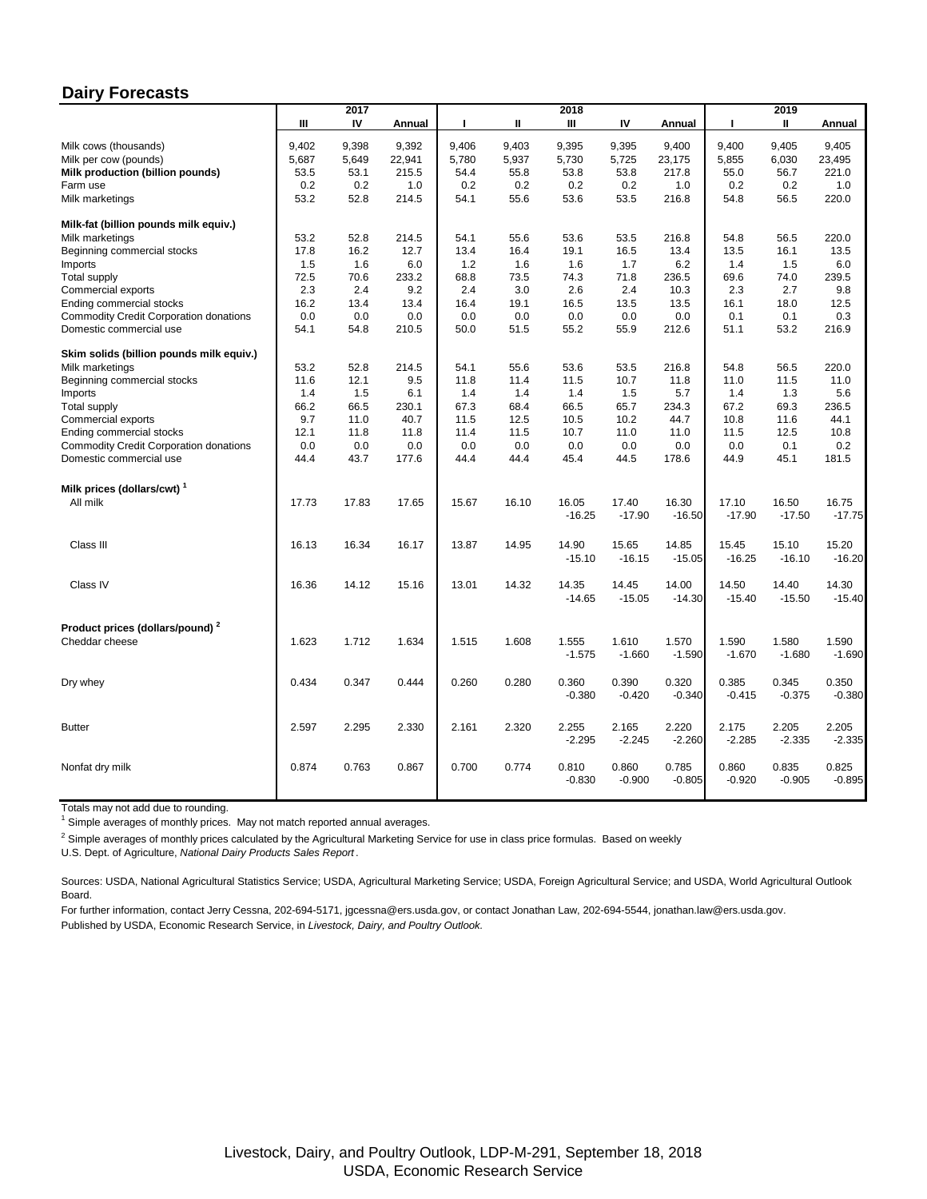## Dairy Forecasts

| | 2017 | | | 2018 | | | | | 2019 | | |
|---|---|---|---|---|---|---|---|---|---|---|---|
| | III | IV | Annual | I | II | III | IV | Annual | I | II | Annual |
| Milk cows (thousands) | 9,402 | 9,398 | 9,392 | 9,406 | 9,403 | 9,395 | 9,395 | 9,400 | 9,400 | 9,405 | 9,405 |
| Milk per cow (pounds) | 5,687 | 5,649 | 22,941 | 5,780 | 5,937 | 5,730 | 5,725 | 23,175 | 5,855 | 6,030 | 23,495 |
| **Milk production (billion pounds)** | 53.5 | 53.1 | 215.5 | 54.4 | 55.8 | 53.8 | 53.8 | 217.8 | 55.0 | 56.7 | 221.0 |
| Farm use | 0.2 | 0.2 | 1.0 | 0.2 | 0.2 | 0.2 | 0.2 | 1.0 | 0.2 | 0.2 | 1.0 |
| Milk marketings | 53.2 | 52.8 | 214.5 | 54.1 | 55.6 | 53.6 | 53.5 | 216.8 | 54.8 | 56.5 | 220.0 |
| **Milk-fat (billion pounds milk equiv.)** | | | | | | | | | | | |
| Milk marketings | 53.2 | 52.8 | 214.5 | 54.1 | 55.6 | 53.6 | 53.5 | 216.8 | 54.8 | 56.5 | 220.0 |
| Beginning commercial stocks | 17.8 | 16.2 | 12.7 | 13.4 | 16.4 | 19.1 | 16.5 | 13.4 | 13.5 | 16.1 | 13.5 |
| Imports | 1.5 | 1.6 | 6.0 | 1.2 | 1.6 | 1.6 | 1.7 | 6.2 | 1.4 | 1.5 | 6.0 |
| Total supply | 72.5 | 70.6 | 233.2 | 68.8 | 73.5 | 74.3 | 71.8 | 236.5 | 69.6 | 74.0 | 239.5 |
| Commercial exports | 2.3 | 2.4 | 9.2 | 2.4 | 3.0 | 2.6 | 2.4 | 10.3 | 2.3 | 2.7 | 9.8 |
| Ending commercial stocks | 16.2 | 13.4 | 13.4 | 16.4 | 19.1 | 16.5 | 13.5 | 13.5 | 16.1 | 18.0 | 12.5 |
| Commodity Credit Corporation donations | 0.0 | 0.0 | 0.0 | 0.0 | 0.0 | 0.0 | 0.0 | 0.0 | 0.1 | 0.1 | 0.3 |
| Domestic commercial use | 54.1 | 54.8 | 210.5 | 50.0 | 51.5 | 55.2 | 55.9 | 212.6 | 51.1 | 53.2 | 216.9 |
| **Skim solids (billion pounds milk equiv.)** | | | | | | | | | | | |
| Milk marketings | 53.2 | 52.8 | 214.5 | 54.1 | 55.6 | 53.6 | 53.5 | 216.8 | 54.8 | 56.5 | 220.0 |
| Beginning commercial stocks | 11.6 | 12.1 | 9.5 | 11.8 | 11.4 | 11.5 | 10.7 | 11.8 | 11.0 | 11.5 | 11.0 |
| Imports | 1.4 | 1.5 | 6.1 | 1.4 | 1.4 | 1.4 | 1.5 | 5.7 | 1.4 | 1.3 | 5.6 |
| Total supply | 66.2 | 66.5 | 230.1 | 67.3 | 68.4 | 66.5 | 65.7 | 234.3 | 67.2 | 69.3 | 236.5 |
| Commercial exports | 9.7 | 11.0 | 40.7 | 11.5 | 12.5 | 10.5 | 10.2 | 44.7 | 10.8 | 11.6 | 44.1 |
| Ending commercial stocks | 12.1 | 11.8 | 11.8 | 11.4 | 11.5 | 10.7 | 11.0 | 11.0 | 11.5 | 12.5 | 10.8 |
| Commodity Credit Corporation donations | 0.0 | 0.0 | 0.0 | 0.0 | 0.0 | 0.0 | 0.0 | 0.0 | 0.0 | 0.1 | 0.2 |
| Domestic commercial use | 44.4 | 43.7 | 177.6 | 44.4 | 44.4 | 45.4 | 44.5 | 178.6 | 44.9 | 45.1 | 181.5 |
| **Milk prices (dollars/cwt)** [1] | | | | | | | | | | | |
| All milk | 17.73 | 17.83 | 17.65 | 15.67 | 16.10 | 16.05 | 17.40 | 16.30 | 17.10 | 16.50 | 16.75 |
| | | | | | | -16.25 | -17.90 | -16.50 | -17.90 | -17.50 | -17.75 |
| Class III | 16.13 | 16.34 | 16.17 | 13.87 | 14.95 | 14.90 | 15.65 | 14.85 | 15.45 | 15.10 | 15.20 |
| | | | | | | -15.10 | -16.15 | -15.05 | -16.25 | -16.10 | -16.20 |
| Class IV | 16.36 | 14.12 | 15.16 | 13.01 | 14.32 | 14.35 | 14.45 | 14.00 | 14.50 | 14.40 | 14.30 |
| | | | | | | -14.65 | -15.05 | -14.30 | -15.40 | -15.50 | -15.40 |
| **Product prices (dollars/pound)** [2] | | | | | | | | | | | |
| Cheddar cheese | 1.623 | 1.712 | 1.634 | 1.515 | 1.608 | 1.555 | 1.610 | 1.570 | 1.590 | 1.580 | 1.590 |
| | | | | | | -1.575 | -1.660 | -1.590 | -1.670 | -1.680 | -1.690 |
| Dry whey | 0.434 | 0.347 | 0.444 | 0.260 | 0.280 | 0.360 | 0.390 | 0.320 | 0.385 | 0.345 | 0.350 |
| | | | | | | -0.380 | -0.420 | -0.340 | -0.415 | -0.375 | -0.380 |
| Butter | 2.597 | 2.295 | 2.330 | 2.161 | 2.320 | 2.255 | 2.165 | 2.220 | 2.175 | 2.205 | 2.205 |
| | | | | | | -2.295 | -2.245 | -2.260 | -2.285 | -2.335 | -2.335 |
| Nonfat dry milk | 0.874 | 0.763 | 0.867 | 0.700 | 0.774 | 0.810 | 0.860 | 0.785 | 0.860 | 0.835 | 0.825 |
| | | | | | | -0.830 | -0.900 | -0.805 | -0.920 | -0.905 | -0.895 |

Totals may not add due to rounding.

[1] Simple averages of monthly prices. May not match reported annual averages.

[2] Simple averages of monthly prices calculated by the Agricultural Marketing Service for use in class price formulas. Based on weekly U.S. Dept. of Agriculture, *National Dairy Products Sales Report*.

Sources: USDA, National Agricultural Statistics Service; USDA, Agricultural Marketing Service; USDA, Foreign Agricultural Service; and USDA, World Agricultural Outlook Board.

For further information, contact Jerry Cessna, 202-694-5171, jgcessna@ers.usda.gov, or contact Jonathan Law, 202-694-5544, jonathan.law@ers.usda.gov.

Published by USDA, Economic Research Service, in *Livestock, Dairy, and Poultry Outlook.*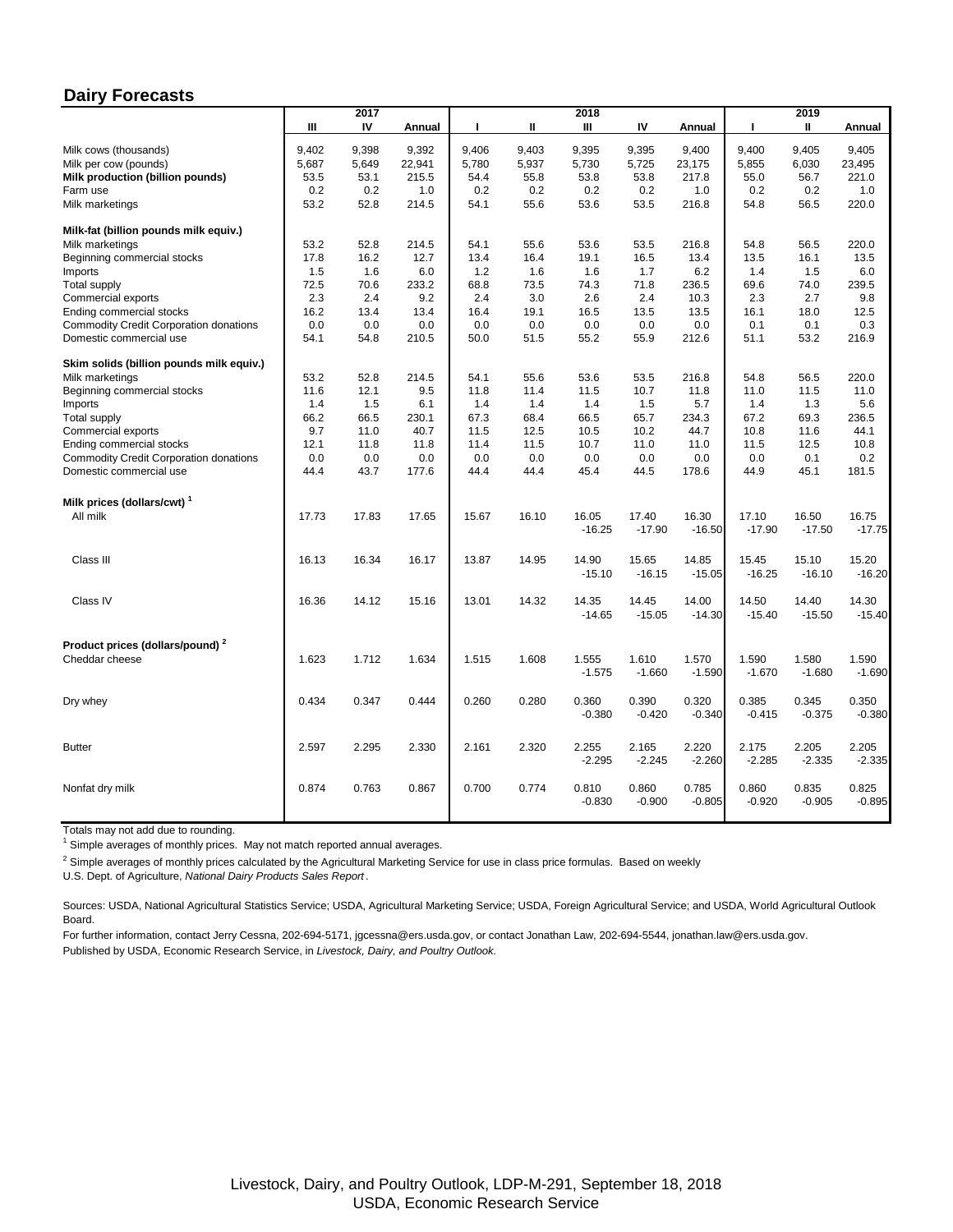## Dairy Forecasts

| | 2017 | | | 2018 | | | | | 2019 | | |
|---|---|---|---|---|---|---|---|---|---|---|---|
| | III | IV | Annual | I | II | III | IV | Annual | I | II | Annual |
| Milk cows (thousands) | 9,402 | 9,398 | 9,392 | 9,406 | 9,403 | 9,395 | 9,395 | 9,400 | 9,400 | 9,405 | 9,405 |
| Milk per cow (pounds) | 5,687 | 5,649 | 22,941 | 5,780 | 5,937 | 5,730 | 5,725 | 23,175 | 5,855 | 6,030 | 23,495 |
| **Milk production (billion pounds)** | 53.5 | 53.1 | 215.5 | 54.4 | 55.8 | 53.8 | 53.8 | 217.8 | 55.0 | 56.7 | 221.0 |
| Farm use | 0.2 | 0.2 | 1.0 | 0.2 | 0.2 | 0.2 | 0.2 | 1.0 | 0.2 | 0.2 | 1.0 |
| Milk marketings | 53.2 | 52.8 | 214.5 | 54.1 | 55.6 | 53.6 | 53.5 | 216.8 | 54.8 | 56.5 | 220.0 |
| **Milk-fat (billion pounds milk equiv.)** | | | | | | | | | | | |
| Milk marketings | 53.2 | 52.8 | 214.5 | 54.1 | 55.6 | 53.6 | 53.5 | 216.8 | 54.8 | 56.5 | 220.0 |
| Beginning commercial stocks | 17.8 | 16.2 | 12.7 | 13.4 | 16.4 | 19.1 | 16.5 | 13.4 | 13.5 | 16.1 | 13.5 |
| Imports | 1.5 | 1.6 | 6.0 | 1.2 | 1.6 | 1.6 | 1.7 | 6.2 | 1.4 | 1.5 | 6.0 |
| Total supply | 72.5 | 70.6 | 233.2 | 68.8 | 73.5 | 74.3 | 71.8 | 236.5 | 69.6 | 74.0 | 239.5 |
| Commercial exports | 2.3 | 2.4 | 9.2 | 2.4 | 3.0 | 2.6 | 2.4 | 10.3 | 2.3 | 2.7 | 9.8 |
| Ending commercial stocks | 16.2 | 13.4 | 13.4 | 16.4 | 19.1 | 16.5 | 13.5 | 13.5 | 16.1 | 18.0 | 12.5 |
| Commodity Credit Corporation donations | 0.0 | 0.0 | 0.0 | 0.0 | 0.0 | 0.0 | 0.0 | 0.0 | 0.1 | 0.1 | 0.3 |
| Domestic commercial use | 54.1 | 54.8 | 210.5 | 50.0 | 51.5 | 55.2 | 55.9 | 212.6 | 51.1 | 53.2 | 216.9 |
| **Skim solids (billion pounds milk equiv.)** | | | | | | | | | | | |
| Milk marketings | 53.2 | 52.8 | 214.5 | 54.1 | 55.6 | 53.6 | 53.5 | 216.8 | 54.8 | 56.5 | 220.0 |
| Beginning commercial stocks | 11.6 | 12.1 | 9.5 | 11.8 | 11.4 | 11.5 | 10.7 | 11.8 | 11.0 | 11.5 | 11.0 |
| Imports | 1.4 | 1.5 | 6.1 | 1.4 | 1.4 | 1.4 | 1.5 | 5.7 | 1.4 | 1.3 | 5.6 |
| Total supply | 66.2 | 66.5 | 230.1 | 67.3 | 68.4 | 66.5 | 65.7 | 234.3 | 67.2 | 69.3 | 236.5 |
| Commercial exports | 9.7 | 11.0 | 40.7 | 11.5 | 12.5 | 10.5 | 10.2 | 44.7 | 10.8 | 11.6 | 44.1 |
| Ending commercial stocks | 12.1 | 11.8 | 11.8 | 11.4 | 11.5 | 10.7 | 11.0 | 11.0 | 11.5 | 12.5 | 10.8 |
| Commodity Credit Corporation donations | 0.0 | 0.0 | 0.0 | 0.0 | 0.0 | 0.0 | 0.0 | 0.0 | 0.0 | 0.1 | 0.2 |
| Domestic commercial use | 44.4 | 43.7 | 177.6 | 44.4 | 44.4 | 45.4 | 44.5 | 178.6 | 44.9 | 45.1 | 181.5 |
| **Milk prices (dollars/cwt)** [1] | | | | | | | | | | | |
| All milk | 17.73 | 17.83 | 17.65 | 15.67 | 16.10 | 16.05 -16.25 | 17.40 -17.90 | 16.30 -16.50 | 17.10 -17.90 | 16.50 -17.50 | 16.75 -17.75 |
| Class III | 16.13 | 16.34 | 16.17 | 13.87 | 14.95 | 14.90 -15.10 | 15.65 -16.15 | 14.85 -15.05 | 15.45 -16.25 | 15.10 -16.10 | 15.20 -16.20 |
| Class IV | 16.36 | 14.12 | 15.16 | 13.01 | 14.32 | 14.35 -14.65 | 14.45 -15.05 | 14.00 -14.30 | 14.50 -15.40 | 14.40 -15.50 | 14.30 -15.40 |
| **Product prices (dollars/pound)** [2] | | | | | | | | | | | |
| Cheddar cheese | 1.623 | 1.712 | 1.634 | 1.515 | 1.608 | 1.555 -1.575 | 1.610 -1.660 | 1.570 -1.590 | 1.590 -1.670 | 1.580 -1.680 | 1.590 -1.690 |
| Dry whey | 0.434 | 0.347 | 0.444 | 0.260 | 0.280 | 0.360 -0.380 | 0.390 -0.420 | 0.320 -0.340 | 0.385 -0.415 | 0.345 -0.375 | 0.350 -0.380 |
| Butter | 2.597 | 2.295 | 2.330 | 2.161 | 2.320 | 2.255 -2.295 | 2.165 -2.245 | 2.220 -2.260 | 2.175 -2.285 | 2.205 -2.335 | 2.205 -2.335 |
| Nonfat dry milk | 0.874 | 0.763 | 0.867 | 0.700 | 0.774 | 0.810 -0.830 | 0.860 -0.900 | 0.785 -0.805 | 0.860 -0.920 | 0.835 -0.905 | 0.825 -0.895 |

Totals may not add due to rounding.

[1] Simple averages of monthly prices. May not match reported annual averages.

[2] Simple averages of monthly prices calculated by the Agricultural Marketing Service for use in class price formulas. Based on weekly U.S. Dept. of Agriculture, *National Dairy Products Sales Report*.

Sources: USDA, National Agricultural Statistics Service; USDA, Agricultural Marketing Service; USDA, Foreign Agricultural Service; and USDA, World Agricultural Outlook Board.

For further information, contact Jerry Cessna, 202-694-5171, jgcessna@ers.usda.gov, or contact Jonathan Law, 202-694-5544, jonathan.law@ers.usda.gov.

Published by USDA, Economic Research Service, in *Livestock, Dairy, and Poultry Outlook.*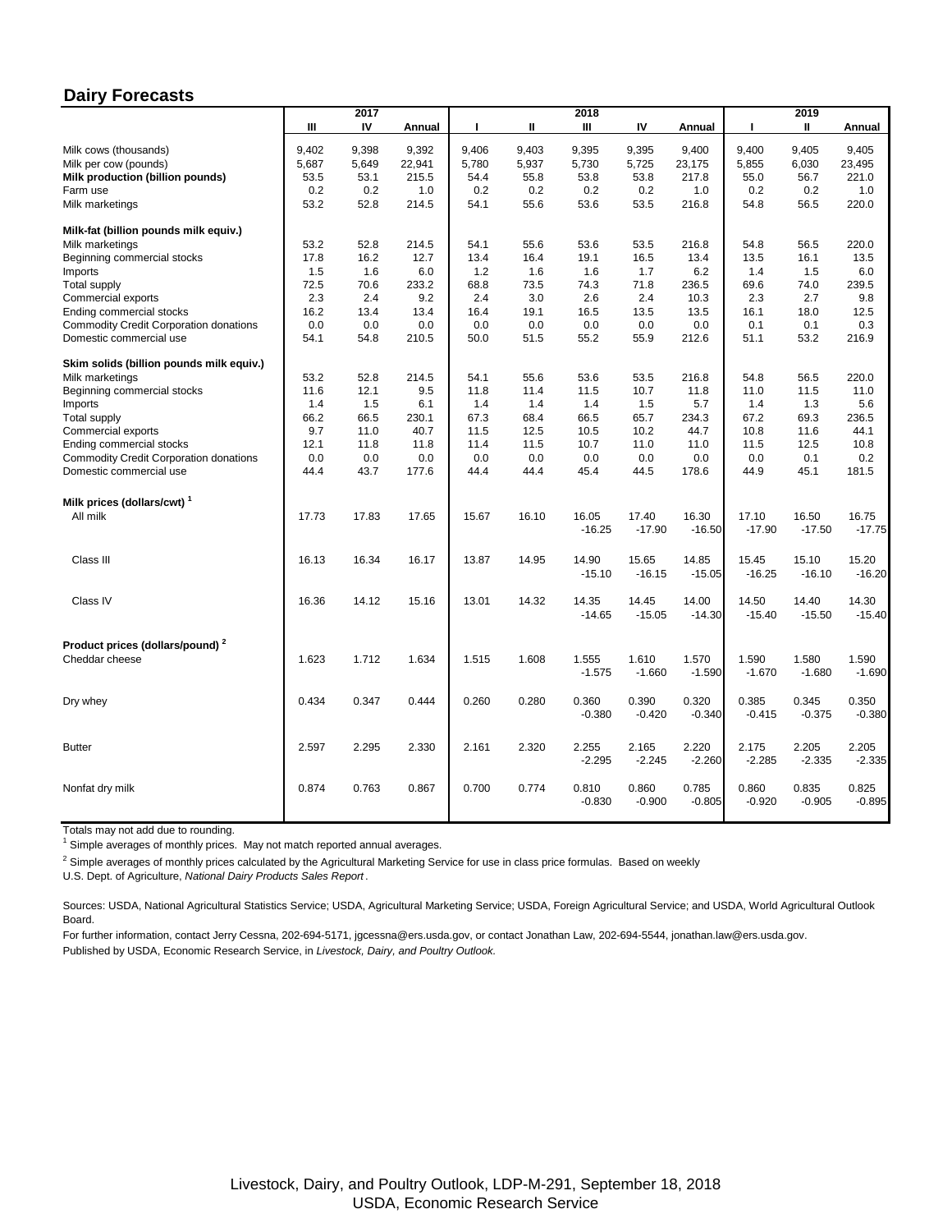## Dairy Forecasts

| | 2017 | | | 2018 | | | | | 2019 | | |
|---|---|---|---|---|---|---|---|---|---|---|---|
| | III | IV | Annual | I | II | III | IV | Annual | I | II | Annual |
| Milk cows (thousands) | 9,402 | 9,398 | 9,392 | 9,406 | 9,403 | 9,395 | 9,395 | 9,400 | 9,400 | 9,405 | 9,405 |
| Milk per cow (pounds) | 5,687 | 5,649 | 22,941 | 5,780 | 5,937 | 5,730 | 5,725 | 23,175 | 5,855 | 6,030 | 23,495 |
| **Milk production (billion pounds)** | 53.5 | 53.1 | 215.5 | 54.4 | 55.8 | 53.8 | 53.8 | 217.8 | 55.0 | 56.7 | 221.0 |
| Farm use | 0.2 | 0.2 | 1.0 | 0.2 | 0.2 | 0.2 | 0.2 | 1.0 | 0.2 | 0.2 | 1.0 |
| Milk marketings | 53.2 | 52.8 | 214.5 | 54.1 | 55.6 | 53.6 | 53.5 | 216.8 | 54.8 | 56.5 | 220.0 |
| **Milk-fat (billion pounds milk equiv.)** | | | | | | | | | | | |
| Milk marketings | 53.2 | 52.8 | 214.5 | 54.1 | 55.6 | 53.6 | 53.5 | 216.8 | 54.8 | 56.5 | 220.0 |
| Beginning commercial stocks | 17.8 | 16.2 | 12.7 | 13.4 | 16.4 | 19.1 | 16.5 | 13.4 | 13.5 | 16.1 | 13.5 |
| Imports | 1.5 | 1.6 | 6.0 | 1.2 | 1.6 | 1.6 | 1.7 | 6.2 | 1.4 | 1.5 | 6.0 |
| Total supply | 72.5 | 70.6 | 233.2 | 68.8 | 73.5 | 74.3 | 71.8 | 236.5 | 69.6 | 74.0 | 239.5 |
| Commercial exports | 2.3 | 2.4 | 9.2 | 2.4 | 3.0 | 2.6 | 2.4 | 10.3 | 2.3 | 2.7 | 9.8 |
| Ending commercial stocks | 16.2 | 13.4 | 13.4 | 16.4 | 19.1 | 16.5 | 13.5 | 13.5 | 16.1 | 18.0 | 12.5 |
| Commodity Credit Corporation donations | 0.0 | 0.0 | 0.0 | 0.0 | 0.0 | 0.0 | 0.0 | 0.0 | 0.1 | 0.1 | 0.3 |
| Domestic commercial use | 54.1 | 54.8 | 210.5 | 50.0 | 51.5 | 55.2 | 55.9 | 212.6 | 51.1 | 53.2 | 216.9 |
| **Skim solids (billion pounds milk equiv.)** | | | | | | | | | | | |
| Milk marketings | 53.2 | 52.8 | 214.5 | 54.1 | 55.6 | 53.6 | 53.5 | 216.8 | 54.8 | 56.5 | 220.0 |
| Beginning commercial stocks | 11.6 | 12.1 | 9.5 | 11.8 | 11.4 | 11.5 | 10.7 | 11.8 | 11.0 | 11.5 | 11.0 |
| Imports | 1.4 | 1.5 | 6.1 | 1.4 | 1.4 | 1.4 | 1.5 | 5.7 | 1.4 | 1.3 | 5.6 |
| Total supply | 66.2 | 66.5 | 230.1 | 67.3 | 68.4 | 66.5 | 65.7 | 234.3 | 67.2 | 69.3 | 236.5 |
| Commercial exports | 9.7 | 11.0 | 40.7 | 11.5 | 12.5 | 10.5 | 10.2 | 44.7 | 10.8 | 11.6 | 44.1 |
| Ending commercial stocks | 12.1 | 11.8 | 11.8 | 11.4 | 11.5 | 10.7 | 11.0 | 11.0 | 11.5 | 12.5 | 10.8 |
| Commodity Credit Corporation donations | 0.0 | 0.0 | 0.0 | 0.0 | 0.0 | 0.0 | 0.0 | 0.0 | 0.0 | 0.1 | 0.2 |
| Domestic commercial use | 44.4 | 43.7 | 177.6 | 44.4 | 44.4 | 45.4 | 44.5 | 178.6 | 44.9 | 45.1 | 181.5 |
| **Milk prices (dollars/cwt)** [1] | | | | | | | | | | | |
| All milk | 17.73 | 17.83 | 17.65 | 15.67 | 16.10 | 16.05 | 17.40 | 16.30 | 17.10 | 16.50 | 16.75 |
| | | | | | | -16.25 | -17.90 | -16.50 | -17.90 | -17.50 | -17.75 |
| Class III | 16.13 | 16.34 | 16.17 | 13.87 | 14.95 | 14.90 | 15.65 | 14.85 | 15.45 | 15.10 | 15.20 |
| | | | | | | -15.10 | -16.15 | -15.05 | -16.25 | -16.10 | -16.20 |
| Class IV | 16.36 | 14.12 | 15.16 | 13.01 | 14.32 | 14.35 | 14.45 | 14.00 | 14.50 | 14.40 | 14.30 |
| | | | | | | -14.65 | -15.05 | -14.30 | -15.40 | -15.50 | -15.40 |
| **Product prices (dollars/pound)** [2] | | | | | | | | | | | |
| Cheddar cheese | 1.623 | 1.712 | 1.634 | 1.515 | 1.608 | 1.555 | 1.610 | 1.570 | 1.590 | 1.580 | 1.590 |
| | | | | | | -1.575 | -1.660 | -1.590 | -1.670 | -1.680 | -1.690 |
| Dry whey | 0.434 | 0.347 | 0.444 | 0.260 | 0.280 | 0.360 | 0.390 | 0.320 | 0.385 | 0.345 | 0.350 |
| | | | | | | -0.380 | -0.420 | -0.340 | -0.415 | -0.375 | -0.380 |
| Butter | 2.597 | 2.295 | 2.330 | 2.161 | 2.320 | 2.255 | 2.165 | 2.220 | 2.175 | 2.205 | 2.205 |
| | | | | | | -2.295 | -2.245 | -2.260 | -2.285 | -2.335 | -2.335 |
| Nonfat dry milk | 0.874 | 0.763 | 0.867 | 0.700 | 0.774 | 0.810 | 0.860 | 0.785 | 0.860 | 0.835 | 0.825 |
| | | | | | | -0.830 | -0.900 | -0.805 | -0.920 | -0.905 | -0.895 |

Totals may not add due to rounding.

[1] Simple averages of monthly prices. May not match reported annual averages.

[2] Simple averages of monthly prices calculated by the Agricultural Marketing Service for use in class price formulas. Based on weekly U.S. Dept. of Agriculture, *National Dairy Products Sales Report*.

Sources: USDA, National Agricultural Statistics Service; USDA, Agricultural Marketing Service; USDA, Foreign Agricultural Service; and USDA, World Agricultural Outlook Board.

For further information, contact Jerry Cessna, 202-694-5171, jgcessna@ers.usda.gov, or contact Jonathan Law, 202-694-5544, jonathan.law@ers.usda.gov.

Published by USDA, Economic Research Service, in *Livestock, Dairy, and Poultry Outlook.*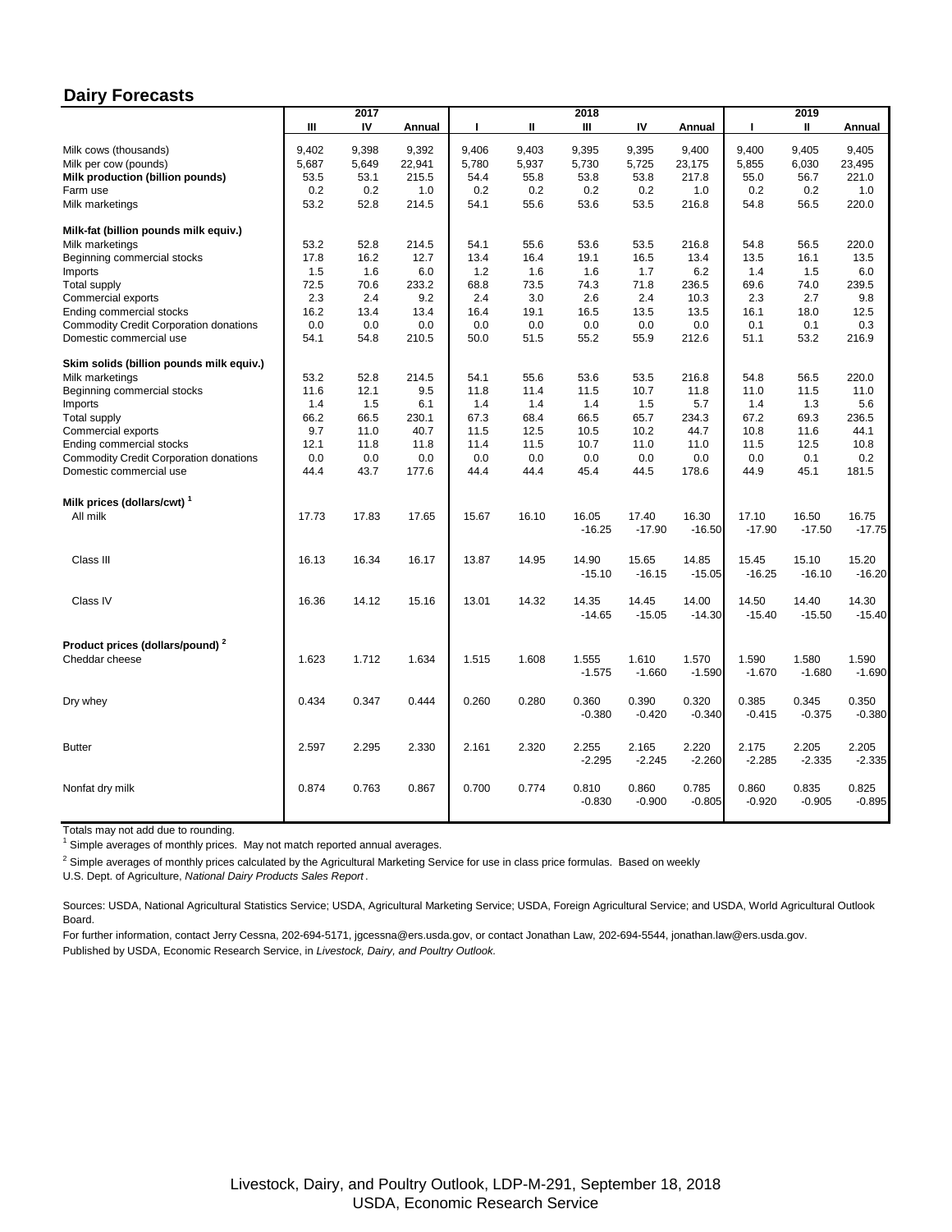## Dairy Forecasts

| | 2017 | | | 2018 | | | | | 2019 | | |
|---|---|---|---|---|---|---|---|---|---|---|---|
| | III | IV | Annual | I | II | III | IV | Annual | I | II | Annual |
| Milk cows (thousands) | 9,402 | 9,398 | 9,392 | 9,406 | 9,403 | 9,395 | 9,395 | 9,400 | 9,400 | 9,405 | 9,405 |
| Milk per cow (pounds) | 5,687 | 5,649 | 22,941 | 5,780 | 5,937 | 5,730 | 5,725 | 23,175 | 5,855 | 6,030 | 23,495 |
| **Milk production (billion pounds)** | 53.5 | 53.1 | 215.5 | 54.4 | 55.8 | 53.8 | 53.8 | 217.8 | 55.0 | 56.7 | 221.0 |
| Farm use | 0.2 | 0.2 | 1.0 | 0.2 | 0.2 | 0.2 | 0.2 | 1.0 | 0.2 | 0.2 | 1.0 |
| Milk marketings | 53.2 | 52.8 | 214.5 | 54.1 | 55.6 | 53.6 | 53.5 | 216.8 | 54.8 | 56.5 | 220.0 |
| **Milk-fat (billion pounds milk equiv.)** | | | | | | | | | | | |
| Milk marketings | 53.2 | 52.8 | 214.5 | 54.1 | 55.6 | 53.6 | 53.5 | 216.8 | 54.8 | 56.5 | 220.0 |
| Beginning commercial stocks | 17.8 | 16.2 | 12.7 | 13.4 | 16.4 | 19.1 | 16.5 | 13.4 | 13.5 | 16.1 | 13.5 |
| Imports | 1.5 | 1.6 | 6.0 | 1.2 | 1.6 | 1.6 | 1.7 | 6.2 | 1.4 | 1.5 | 6.0 |
| Total supply | 72.5 | 70.6 | 233.2 | 68.8 | 73.5 | 74.3 | 71.8 | 236.5 | 69.6 | 74.0 | 239.5 |
| Commercial exports | 2.3 | 2.4 | 9.2 | 2.4 | 3.0 | 2.6 | 2.4 | 10.3 | 2.3 | 2.7 | 9.8 |
| Ending commercial stocks | 16.2 | 13.4 | 13.4 | 16.4 | 19.1 | 16.5 | 13.5 | 13.5 | 16.1 | 18.0 | 12.5 |
| Commodity Credit Corporation donations | 0.0 | 0.0 | 0.0 | 0.0 | 0.0 | 0.0 | 0.0 | 0.0 | 0.1 | 0.1 | 0.3 |
| Domestic commercial use | 54.1 | 54.8 | 210.5 | 50.0 | 51.5 | 55.2 | 55.9 | 212.6 | 51.1 | 53.2 | 216.9 |
| **Skim solids (billion pounds milk equiv.)** | | | | | | | | | | | |
| Milk marketings | 53.2 | 52.8 | 214.5 | 54.1 | 55.6 | 53.6 | 53.5 | 216.8 | 54.8 | 56.5 | 220.0 |
| Beginning commercial stocks | 11.6 | 12.1 | 9.5 | 11.8 | 11.4 | 11.5 | 10.7 | 11.8 | 11.0 | 11.5 | 11.0 |
| Imports | 1.4 | 1.5 | 6.1 | 1.4 | 1.4 | 1.4 | 1.5 | 5.7 | 1.4 | 1.3 | 5.6 |
| Total supply | 66.2 | 66.5 | 230.1 | 67.3 | 68.4 | 66.5 | 65.7 | 234.3 | 67.2 | 69.3 | 236.5 |
| Commercial exports | 9.7 | 11.0 | 40.7 | 11.5 | 12.5 | 10.5 | 10.2 | 44.7 | 10.8 | 11.6 | 44.1 |
| Ending commercial stocks | 12.1 | 11.8 | 11.8 | 11.4 | 11.5 | 10.7 | 11.0 | 11.0 | 11.5 | 12.5 | 10.8 |
| Commodity Credit Corporation donations | 0.0 | 0.0 | 0.0 | 0.0 | 0.0 | 0.0 | 0.0 | 0.0 | 0.0 | 0.1 | 0.2 |
| Domestic commercial use | 44.4 | 43.7 | 177.6 | 44.4 | 44.4 | 45.4 | 44.5 | 178.6 | 44.9 | 45.1 | 181.5 |
| **Milk prices (dollars/cwt)** [1] | | | | | | | | | | | |
| All milk | 17.73 | 17.83 | 17.65 | 15.67 | 16.10 | 16.05 | 17.40 | 16.30 | 17.10 | 16.50 | 16.75 |
| | | | | | | -16.25 | -17.90 | -16.50 | -17.90 | -17.50 | -17.75 |
| Class III | 16.13 | 16.34 | 16.17 | 13.87 | 14.95 | 14.90 | 15.65 | 14.85 | 15.45 | 15.10 | 15.20 |
| | | | | | | -15.10 | -16.15 | -15.05 | -16.25 | -16.10 | -16.20 |
| Class IV | 16.36 | 14.12 | 15.16 | 13.01 | 14.32 | 14.35 | 14.45 | 14.00 | 14.50 | 14.40 | 14.30 |
| | | | | | | -14.65 | -15.05 | -14.30 | -15.40 | -15.50 | -15.40 |
| **Product prices (dollars/pound)** [2] | | | | | | | | | | | |
| Cheddar cheese | 1.623 | 1.712 | 1.634 | 1.515 | 1.608 | 1.555 | 1.610 | 1.570 | 1.590 | 1.580 | 1.590 |
| | | | | | | -1.575 | -1.660 | -1.590 | -1.670 | -1.680 | -1.690 |
| Dry whey | 0.434 | 0.347 | 0.444 | 0.260 | 0.280 | 0.360 | 0.390 | 0.320 | 0.385 | 0.345 | 0.350 |
| | | | | | | -0.380 | -0.420 | -0.340 | -0.415 | -0.375 | -0.380 |
| Butter | 2.597 | 2.295 | 2.330 | 2.161 | 2.320 | 2.255 | 2.165 | 2.220 | 2.175 | 2.205 | 2.205 |
| | | | | | | -2.295 | -2.245 | -2.260 | -2.285 | -2.335 | -2.335 |
| Nonfat dry milk | 0.874 | 0.763 | 0.867 | 0.700 | 0.774 | 0.810 | 0.860 | 0.785 | 0.860 | 0.835 | 0.825 |
| | | | | | | -0.830 | -0.900 | -0.805 | -0.920 | -0.905 | -0.895 |

Totals may not add due to rounding.

[1] Simple averages of monthly prices. May not match reported annual averages.

[2] Simple averages of monthly prices calculated by the Agricultural Marketing Service for use in class price formulas. Based on weekly U.S. Dept. of Agriculture, *National Dairy Products Sales Report*.

Sources: USDA, National Agricultural Statistics Service; USDA, Agricultural Marketing Service; USDA, Foreign Agricultural Service; and USDA, World Agricultural Outlook Board.

For further information, contact Jerry Cessna, 202-694-5171, jgcessna@ers.usda.gov, or contact Jonathan Law, 202-694-5544, jonathan.law@ers.usda.gov.

Published by USDA, Economic Research Service, in *Livestock, Dairy, and Poultry Outlook.*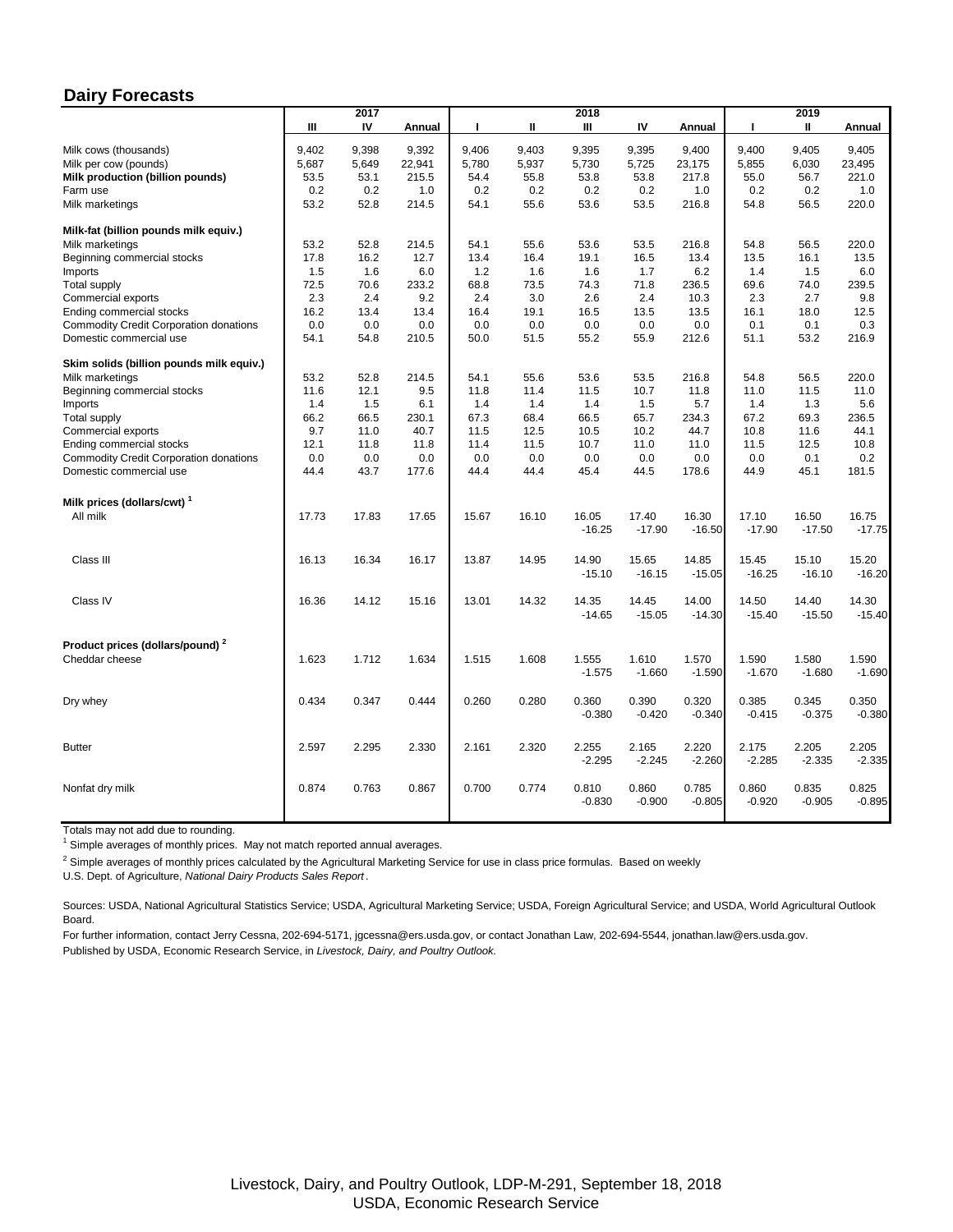## Dairy Forecasts

| | 2017 | | | 2018 | | | | | 2019 | | |
|---|---|---|---|---|---|---|---|---|---|---|---|
| | III | IV | Annual | I | II | III | IV | Annual | I | II | Annual |
| Milk cows (thousands) | 9,402 | 9,398 | 9,392 | 9,406 | 9,403 | 9,395 | 9,395 | 9,400 | 9,400 | 9,405 | 9,405 |
| Milk per cow (pounds) | 5,687 | 5,649 | 22,941 | 5,780 | 5,937 | 5,730 | 5,725 | 23,175 | 5,855 | 6,030 | 23,495 |
| **Milk production (billion pounds)** | 53.5 | 53.1 | 215.5 | 54.4 | 55.8 | 53.8 | 53.8 | 217.8 | 55.0 | 56.7 | 221.0 |
| Farm use | 0.2 | 0.2 | 1.0 | 0.2 | 0.2 | 0.2 | 0.2 | 1.0 | 0.2 | 0.2 | 1.0 |
| Milk marketings | 53.2 | 52.8 | 214.5 | 54.1 | 55.6 | 53.6 | 53.5 | 216.8 | 54.8 | 56.5 | 220.0 |
| **Milk-fat (billion pounds milk equiv.)** | | | | | | | | | | | |
| Milk marketings | 53.2 | 52.8 | 214.5 | 54.1 | 55.6 | 53.6 | 53.5 | 216.8 | 54.8 | 56.5 | 220.0 |
| Beginning commercial stocks | 17.8 | 16.2 | 12.7 | 13.4 | 16.4 | 19.1 | 16.5 | 13.4 | 13.5 | 16.1 | 13.5 |
| Imports | 1.5 | 1.6 | 6.0 | 1.2 | 1.6 | 1.6 | 1.7 | 6.2 | 1.4 | 1.5 | 6.0 |
| Total supply | 72.5 | 70.6 | 233.2 | 68.8 | 73.5 | 74.3 | 71.8 | 236.5 | 69.6 | 74.0 | 239.5 |
| Commercial exports | 2.3 | 2.4 | 9.2 | 2.4 | 3.0 | 2.6 | 2.4 | 10.3 | 2.3 | 2.7 | 9.8 |
| Ending commercial stocks | 16.2 | 13.4 | 13.4 | 16.4 | 19.1 | 16.5 | 13.5 | 13.5 | 16.1 | 18.0 | 12.5 |
| Commodity Credit Corporation donations | 0.0 | 0.0 | 0.0 | 0.0 | 0.0 | 0.0 | 0.0 | 0.0 | 0.1 | 0.1 | 0.3 |
| Domestic commercial use | 54.1 | 54.8 | 210.5 | 50.0 | 51.5 | 55.2 | 55.9 | 212.6 | 51.1 | 53.2 | 216.9 |
| **Skim solids (billion pounds milk equiv.)** | | | | | | | | | | | |
| Milk marketings | 53.2 | 52.8 | 214.5 | 54.1 | 55.6 | 53.6 | 53.5 | 216.8 | 54.8 | 56.5 | 220.0 |
| Beginning commercial stocks | 11.6 | 12.1 | 9.5 | 11.8 | 11.4 | 11.5 | 10.7 | 11.8 | 11.0 | 11.5 | 11.0 |
| Imports | 1.4 | 1.5 | 6.1 | 1.4 | 1.4 | 1.4 | 1.5 | 5.7 | 1.4 | 1.3 | 5.6 |
| Total supply | 66.2 | 66.5 | 230.1 | 67.3 | 68.4 | 66.5 | 65.7 | 234.3 | 67.2 | 69.3 | 236.5 |
| Commercial exports | 9.7 | 11.0 | 40.7 | 11.5 | 12.5 | 10.5 | 10.2 | 44.7 | 10.8 | 11.6 | 44.1 |
| Ending commercial stocks | 12.1 | 11.8 | 11.8 | 11.4 | 11.5 | 10.7 | 11.0 | 11.0 | 11.5 | 12.5 | 10.8 |
| Commodity Credit Corporation donations | 0.0 | 0.0 | 0.0 | 0.0 | 0.0 | 0.0 | 0.0 | 0.0 | 0.0 | 0.1 | 0.2 |
| Domestic commercial use | 44.4 | 43.7 | 177.6 | 44.4 | 44.4 | 45.4 | 44.5 | 178.6 | 44.9 | 45.1 | 181.5 |
| **Milk prices (dollars/cwt)** [1] | | | | | | | | | | | |
| All milk | 17.73 | 17.83 | 17.65 | 15.67 | 16.10 | 16.05 -16.25 | 17.40 -17.90 | 16.30 -16.50 | 17.10 -17.90 | 16.50 -17.50 | 16.75 -17.75 |
| Class III | 16.13 | 16.34 | 16.17 | 13.87 | 14.95 | 14.90 -15.10 | 15.65 -16.15 | 14.85 -15.05 | 15.45 -16.25 | 15.10 -16.10 | 15.20 -16.20 |
| Class IV | 16.36 | 14.12 | 15.16 | 13.01 | 14.32 | 14.35 -14.65 | 14.45 -15.05 | 14.00 -14.30 | 14.50 -15.40 | 14.40 -15.50 | 14.30 -15.40 |
| **Product prices (dollars/pound)** [2] | | | | | | | | | | | |
| Cheddar cheese | 1.623 | 1.712 | 1.634 | 1.515 | 1.608 | 1.555 -1.575 | 1.610 -1.660 | 1.570 -1.590 | 1.590 -1.670 | 1.580 -1.680 | 1.590 -1.690 |
| Dry whey | 0.434 | 0.347 | 0.444 | 0.260 | 0.280 | 0.360 -0.380 | 0.390 -0.420 | 0.320 -0.340 | 0.385 -0.415 | 0.345 -0.375 | 0.350 -0.380 |
| Butter | 2.597 | 2.295 | 2.330 | 2.161 | 2.320 | 2.255 -2.295 | 2.165 -2.245 | 2.220 -2.260 | 2.175 -2.285 | 2.205 -2.335 | 2.205 -2.335 |
| Nonfat dry milk | 0.874 | 0.763 | 0.867 | 0.700 | 0.774 | 0.810 -0.830 | 0.860 -0.900 | 0.785 -0.805 | 0.860 -0.920 | 0.835 -0.905 | 0.825 -0.895 |

Totals may not add due to rounding.

[1] Simple averages of monthly prices. May not match reported annual averages.

[2] Simple averages of monthly prices calculated by the Agricultural Marketing Service for use in class price formulas. Based on weekly U.S. Dept. of Agriculture, *National Dairy Products Sales Report*.

Sources: USDA, National Agricultural Statistics Service; USDA, Agricultural Marketing Service; USDA, Foreign Agricultural Service; and USDA, World Agricultural Outlook Board.

For further information, contact Jerry Cessna, 202-694-5171, jgcessna@ers.usda.gov, or contact Jonathan Law, 202-694-5544, jonathan.law@ers.usda.gov.

Published by USDA, Economic Research Service, in *Livestock, Dairy, and Poultry Outlook.*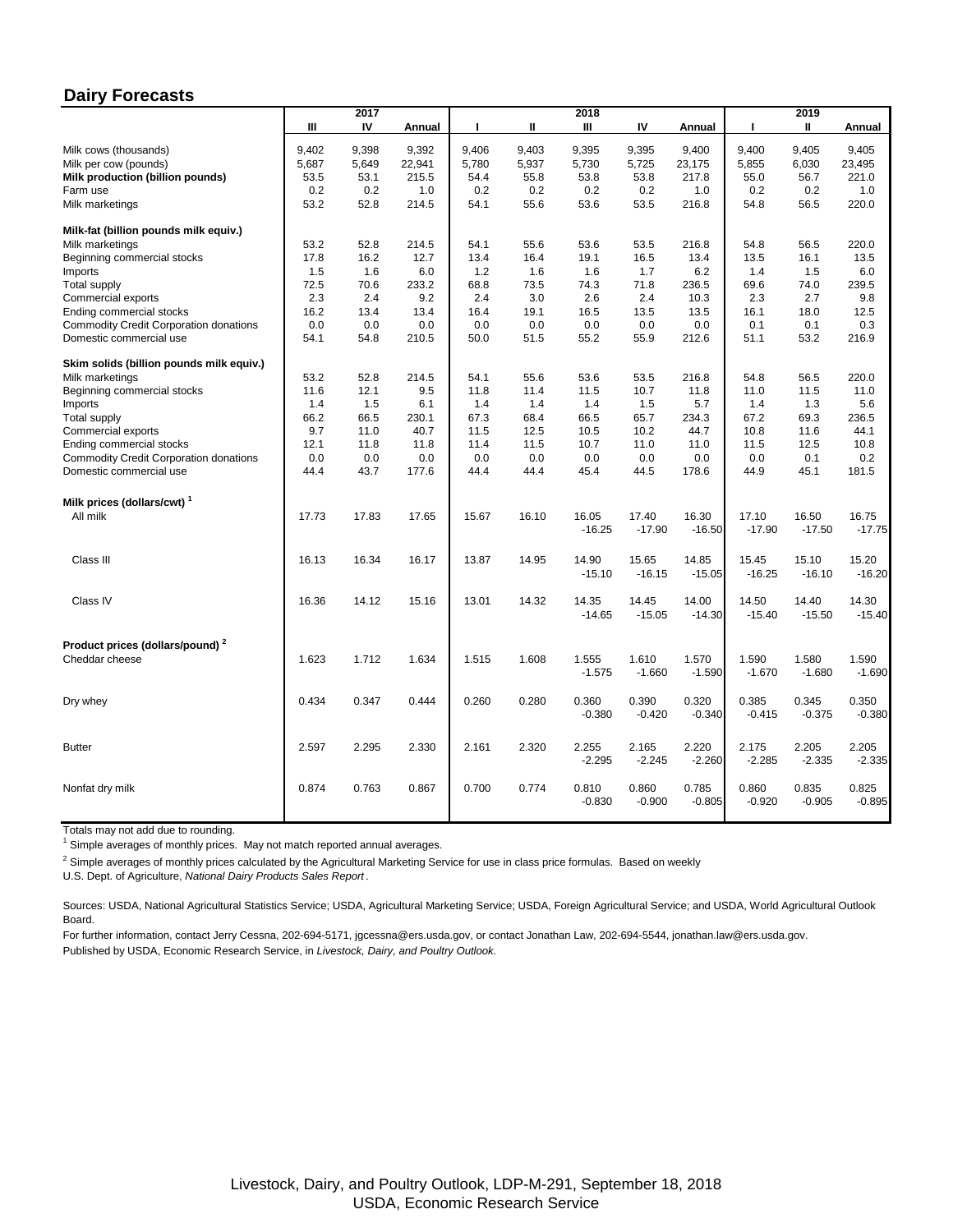## Dairy Forecasts

| | 2017 | | | 2018 | | | | | 2019 | | |
|---|---|---|---|---|---|---|---|---|---|---|---|
| | III | IV | Annual | I | II | III | IV | Annual | I | II | Annual |
| Milk cows (thousands) | 9,402 | 9,398 | 9,392 | 9,406 | 9,403 | 9,395 | 9,395 | 9,400 | 9,400 | 9,405 | 9,405 |
| Milk per cow (pounds) | 5,687 | 5,649 | 22,941 | 5,780 | 5,937 | 5,730 | 5,725 | 23,175 | 5,855 | 6,030 | 23,495 |
| **Milk production (billion pounds)** | 53.5 | 53.1 | 215.5 | 54.4 | 55.8 | 53.8 | 53.8 | 217.8 | 55.0 | 56.7 | 221.0 |
| Farm use | 0.2 | 0.2 | 1.0 | 0.2 | 0.2 | 0.2 | 0.2 | 1.0 | 0.2 | 0.2 | 1.0 |
| Milk marketings | 53.2 | 52.8 | 214.5 | 54.1 | 55.6 | 53.6 | 53.5 | 216.8 | 54.8 | 56.5 | 220.0 |
| **Milk-fat (billion pounds milk equiv.)** | | | | | | | | | | | |
| Milk marketings | 53.2 | 52.8 | 214.5 | 54.1 | 55.6 | 53.6 | 53.5 | 216.8 | 54.8 | 56.5 | 220.0 |
| Beginning commercial stocks | 17.8 | 16.2 | 12.7 | 13.4 | 16.4 | 19.1 | 16.5 | 13.4 | 13.5 | 16.1 | 13.5 |
| Imports | 1.5 | 1.6 | 6.0 | 1.2 | 1.6 | 1.6 | 1.7 | 6.2 | 1.4 | 1.5 | 6.0 |
| Total supply | 72.5 | 70.6 | 233.2 | 68.8 | 73.5 | 74.3 | 71.8 | 236.5 | 69.6 | 74.0 | 239.5 |
| Commercial exports | 2.3 | 2.4 | 9.2 | 2.4 | 3.0 | 2.6 | 2.4 | 10.3 | 2.3 | 2.7 | 9.8 |
| Ending commercial stocks | 16.2 | 13.4 | 13.4 | 16.4 | 19.1 | 16.5 | 13.5 | 13.5 | 16.1 | 18.0 | 12.5 |
| Commodity Credit Corporation donations | 0.0 | 0.0 | 0.0 | 0.0 | 0.0 | 0.0 | 0.0 | 0.0 | 0.1 | 0.1 | 0.3 |
| Domestic commercial use | 54.1 | 54.8 | 210.5 | 50.0 | 51.5 | 55.2 | 55.9 | 212.6 | 51.1 | 53.2 | 216.9 |
| **Skim solids (billion pounds milk equiv.)** | | | | | | | | | | | |
| Milk marketings | 53.2 | 52.8 | 214.5 | 54.1 | 55.6 | 53.6 | 53.5 | 216.8 | 54.8 | 56.5 | 220.0 |
| Beginning commercial stocks | 11.6 | 12.1 | 9.5 | 11.8 | 11.4 | 11.5 | 10.7 | 11.8 | 11.0 | 11.5 | 11.0 |
| Imports | 1.4 | 1.5 | 6.1 | 1.4 | 1.4 | 1.4 | 1.5 | 5.7 | 1.4 | 1.3 | 5.6 |
| Total supply | 66.2 | 66.5 | 230.1 | 67.3 | 68.4 | 66.5 | 65.7 | 234.3 | 67.2 | 69.3 | 236.5 |
| Commercial exports | 9.7 | 11.0 | 40.7 | 11.5 | 12.5 | 10.5 | 10.2 | 44.7 | 10.8 | 11.6 | 44.1 |
| Ending commercial stocks | 12.1 | 11.8 | 11.8 | 11.4 | 11.5 | 10.7 | 11.0 | 11.0 | 11.5 | 12.5 | 10.8 |
| Commodity Credit Corporation donations | 0.0 | 0.0 | 0.0 | 0.0 | 0.0 | 0.0 | 0.0 | 0.0 | 0.0 | 0.1 | 0.2 |
| Domestic commercial use | 44.4 | 43.7 | 177.6 | 44.4 | 44.4 | 45.4 | 44.5 | 178.6 | 44.9 | 45.1 | 181.5 |
| **Milk prices (dollars/cwt)** [1] | | | | | | | | | | | |
| All milk | 17.73 | 17.83 | 17.65 | 15.67 | 16.10 | 16.05 -16.25 | 17.40 -17.90 | 16.30 -16.50 | 17.10 -17.90 | 16.50 -17.50 | 16.75 -17.75 |
| Class III | 16.13 | 16.34 | 16.17 | 13.87 | 14.95 | 14.90 -15.10 | 15.65 -16.15 | 14.85 -15.05 | 15.45 -16.25 | 15.10 -16.10 | 15.20 -16.20 |
| Class IV | 16.36 | 14.12 | 15.16 | 13.01 | 14.32 | 14.35 -14.65 | 14.45 -15.05 | 14.00 -14.30 | 14.50 -15.40 | 14.40 -15.50 | 14.30 -15.40 |
| **Product prices (dollars/pound)** [2] | | | | | | | | | | | |
| Cheddar cheese | 1.623 | 1.712 | 1.634 | 1.515 | 1.608 | 1.555 -1.575 | 1.610 -1.660 | 1.570 -1.590 | 1.590 -1.670 | 1.580 -1.680 | 1.590 -1.690 |
| Dry whey | 0.434 | 0.347 | 0.444 | 0.260 | 0.280 | 0.360 -0.380 | 0.390 -0.420 | 0.320 -0.340 | 0.385 -0.415 | 0.345 -0.375 | 0.350 -0.380 |
| Butter | 2.597 | 2.295 | 2.330 | 2.161 | 2.320 | 2.255 -2.295 | 2.165 -2.245 | 2.220 -2.260 | 2.175 -2.285 | 2.205 -2.335 | 2.205 -2.335 |
| Nonfat dry milk | 0.874 | 0.763 | 0.867 | 0.700 | 0.774 | 0.810 -0.830 | 0.860 -0.900 | 0.785 -0.805 | 0.860 -0.920 | 0.835 -0.905 | 0.825 -0.895 |

Totals may not add due to rounding.

[1] Simple averages of monthly prices. May not match reported annual averages.

[2] Simple averages of monthly prices calculated by the Agricultural Marketing Service for use in class price formulas. Based on weekly U.S. Dept. of Agriculture, *National Dairy Products Sales Report*.

Sources: USDA, National Agricultural Statistics Service; USDA, Agricultural Marketing Service; USDA, Foreign Agricultural Service; and USDA, World Agricultural Outlook Board.

For further information, contact Jerry Cessna, 202-694-5171, jgcessna@ers.usda.gov, or contact Jonathan Law, 202-694-5544, jonathan.law@ers.usda.gov.

Published by USDA, Economic Research Service, in *Livestock, Dairy, and Poultry Outlook.*

Livestock, Dairy, and Poultry Outlook, LDP-M-291, September 18, 2018
USDA, Economic Research Service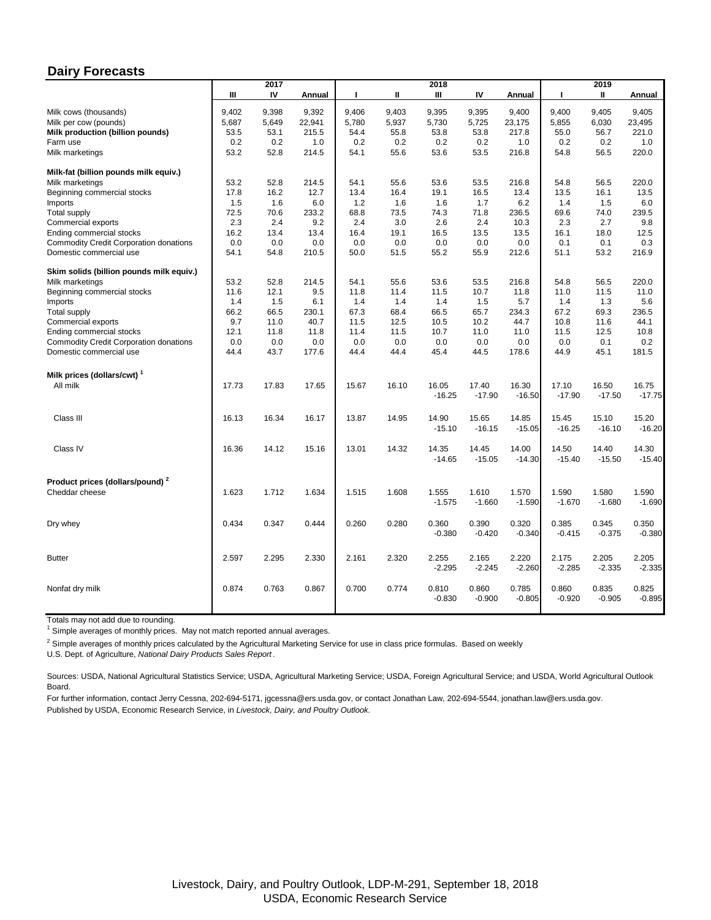## Dairy Forecasts

| | 2017 | | | 2018 | | | | | 2019 | | |
|---|---|---|---|---|---|---|---|---|---|---|---|
| | III | IV | Annual | I | II | III | IV | Annual | I | II | Annual |
| Milk cows (thousands) | 9,402 | 9,398 | 9,392 | 9,406 | 9,403 | 9,395 | 9,395 | 9,400 | 9,400 | 9,405 | 9,405 |
| Milk per cow (pounds) | 5,687 | 5,649 | 22,941 | 5,780 | 5,937 | 5,730 | 5,725 | 23,175 | 5,855 | 6,030 | 23,495 |
| **Milk production (billion pounds)** | 53.5 | 53.1 | 215.5 | 54.4 | 55.8 | 53.8 | 53.8 | 217.8 | 55.0 | 56.7 | 221.0 |
| Farm use | 0.2 | 0.2 | 1.0 | 0.2 | 0.2 | 0.2 | 0.2 | 1.0 | 0.2 | 0.2 | 1.0 |
| Milk marketings | 53.2 | 52.8 | 214.5 | 54.1 | 55.6 | 53.6 | 53.5 | 216.8 | 54.8 | 56.5 | 220.0 |
| **Milk-fat (billion pounds milk equiv.)** | | | | | | | | | | | |
| Milk marketings | 53.2 | 52.8 | 214.5 | 54.1 | 55.6 | 53.6 | 53.5 | 216.8 | 54.8 | 56.5 | 220.0 |
| Beginning commercial stocks | 17.8 | 16.2 | 12.7 | 13.4 | 16.4 | 19.1 | 16.5 | 13.4 | 13.5 | 16.1 | 13.5 |
| Imports | 1.5 | 1.6 | 6.0 | 1.2 | 1.6 | 1.6 | 1.7 | 6.2 | 1.4 | 1.5 | 6.0 |
| Total supply | 72.5 | 70.6 | 233.2 | 68.8 | 73.5 | 74.3 | 71.8 | 236.5 | 69.6 | 74.0 | 239.5 |
| Commercial exports | 2.3 | 2.4 | 9.2 | 2.4 | 3.0 | 2.6 | 2.4 | 10.3 | 2.3 | 2.7 | 9.8 |
| Ending commercial stocks | 16.2 | 13.4 | 13.4 | 16.4 | 19.1 | 16.5 | 13.5 | 13.5 | 16.1 | 18.0 | 12.5 |
| Commodity Credit Corporation donations | 0.0 | 0.0 | 0.0 | 0.0 | 0.0 | 0.0 | 0.0 | 0.0 | 0.1 | 0.1 | 0.3 |
| Domestic commercial use | 54.1 | 54.8 | 210.5 | 50.0 | 51.5 | 55.2 | 55.9 | 212.6 | 51.1 | 53.2 | 216.9 |
| **Skim solids (billion pounds milk equiv.)** | | | | | | | | | | | |
| Milk marketings | 53.2 | 52.8 | 214.5 | 54.1 | 55.6 | 53.6 | 53.5 | 216.8 | 54.8 | 56.5 | 220.0 |
| Beginning commercial stocks | 11.6 | 12.1 | 9.5 | 11.8 | 11.4 | 11.5 | 10.7 | 11.8 | 11.0 | 11.5 | 11.0 |
| Imports | 1.4 | 1.5 | 6.1 | 1.4 | 1.4 | 1.4 | 1.5 | 5.7 | 1.4 | 1.3 | 5.6 |
| Total supply | 66.2 | 66.5 | 230.1 | 67.3 | 68.4 | 66.5 | 65.7 | 234.3 | 67.2 | 69.3 | 236.5 |
| Commercial exports | 9.7 | 11.0 | 40.7 | 11.5 | 12.5 | 10.5 | 10.2 | 44.7 | 10.8 | 11.6 | 44.1 |
| Ending commercial stocks | 12.1 | 11.8 | 11.8 | 11.4 | 11.5 | 10.7 | 11.0 | 11.0 | 11.5 | 12.5 | 10.8 |
| Commodity Credit Corporation donations | 0.0 | 0.0 | 0.0 | 0.0 | 0.0 | 0.0 | 0.0 | 0.0 | 0.0 | 0.1 | 0.2 |
| Domestic commercial use | 44.4 | 43.7 | 177.6 | 44.4 | 44.4 | 45.4 | 44.5 | 178.6 | 44.9 | 45.1 | 181.5 |
| **Milk prices (dollars/cwt)** [1] | | | | | | | | | | | |
| All milk | 17.73 | 17.83 | 17.65 | 15.67 | 16.10 | 16.05 -16.25 | 17.40 -17.90 | 16.30 -16.50 | 17.10 -17.90 | 16.50 -17.50 | 16.75 -17.75 |
| Class III | 16.13 | 16.34 | 16.17 | 13.87 | 14.95 | 14.90 -15.10 | 15.65 -16.15 | 14.85 -15.05 | 15.45 -16.25 | 15.10 -16.10 | 15.20 -16.20 |
| Class IV | 16.36 | 14.12 | 15.16 | 13.01 | 14.32 | 14.35 -14.65 | 14.45 -15.05 | 14.00 -14.30 | 14.50 -15.40 | 14.40 -15.50 | 14.30 -15.40 |
| **Product prices (dollars/pound)** [2] | | | | | | | | | | | |
| Cheddar cheese | 1.623 | 1.712 | 1.634 | 1.515 | 1.608 | 1.555 -1.575 | 1.610 -1.660 | 1.570 -1.590 | 1.590 -1.670 | 1.580 -1.680 | 1.590 -1.690 |
| Dry whey | 0.434 | 0.347 | 0.444 | 0.260 | 0.280 | 0.360 -0.380 | 0.390 -0.420 | 0.320 -0.340 | 0.385 -0.415 | 0.345 -0.375 | 0.350 -0.380 |
| Butter | 2.597 | 2.295 | 2.330 | 2.161 | 2.320 | 2.255 -2.295 | 2.165 -2.245 | 2.220 -2.260 | 2.175 -2.285 | 2.205 -2.335 | 2.205 -2.335 |
| Nonfat dry milk | 0.874 | 0.763 | 0.867 | 0.700 | 0.774 | 0.810 -0.830 | 0.860 -0.900 | 0.785 -0.805 | 0.860 -0.920 | 0.835 -0.905 | 0.825 -0.895 |

Totals may not add due to rounding.

[1] Simple averages of monthly prices. May not match reported annual averages.

[2] Simple averages of monthly prices calculated by the Agricultural Marketing Service for use in class price formulas. Based on weekly U.S. Dept. of Agriculture, *National Dairy Products Sales Report*.

Sources: USDA, National Agricultural Statistics Service; USDA, Agricultural Marketing Service; USDA, Foreign Agricultural Service; and USDA, World Agricultural Outlook Board.

For further information, contact Jerry Cessna, 202-694-5171, jgcessna@ers.usda.gov, or contact Jonathan Law, 202-694-5544, jonathan.law@ers.usda.gov.

Published by USDA, Economic Research Service, in *Livestock, Dairy, and Poultry Outlook.*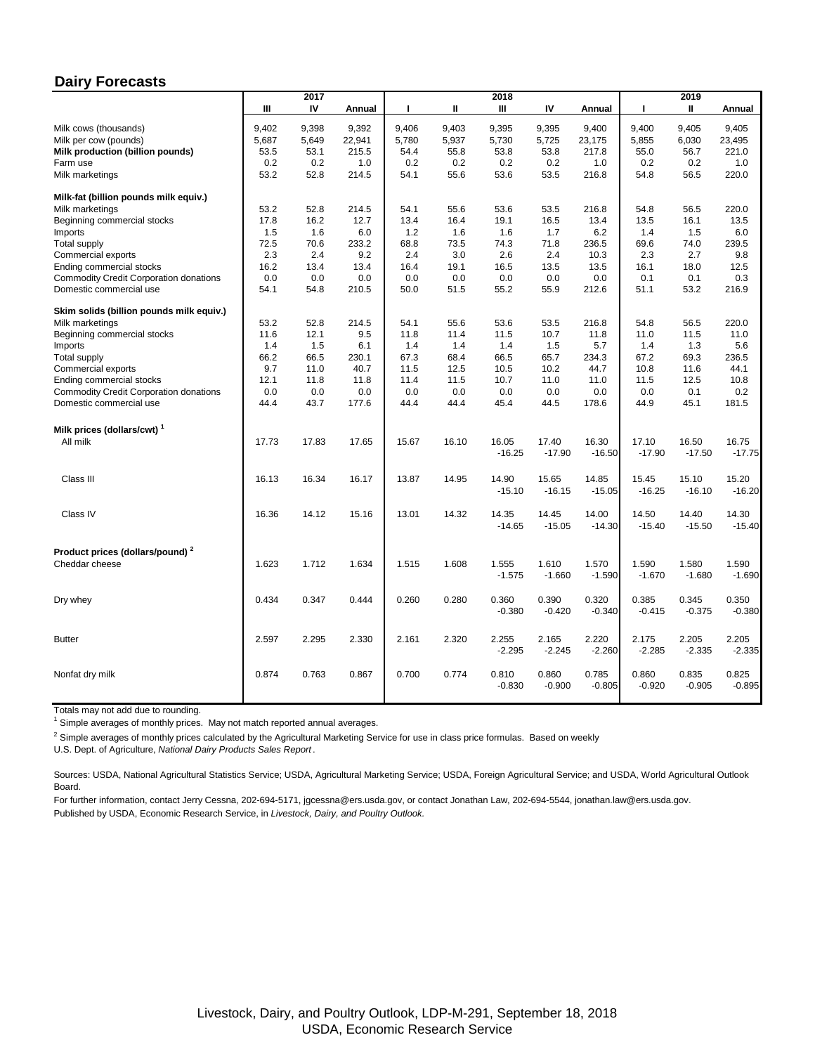## Dairy Forecasts

| | 2017 | | | 2018 | | | | | 2019 | | |
|---|---|---|---|---|---|---|---|---|---|---|---|
| | III | IV | Annual | I | II | III | IV | Annual | I | II | Annual |
| Milk cows (thousands) | 9,402 | 9,398 | 9,392 | 9,406 | 9,403 | 9,395 | 9,395 | 9,400 | 9,400 | 9,405 | 9,405 |
| Milk per cow (pounds) | 5,687 | 5,649 | 22,941 | 5,780 | 5,937 | 5,730 | 5,725 | 23,175 | 5,855 | 6,030 | 23,495 |
| **Milk production (billion pounds)** | 53.5 | 53.1 | 215.5 | 54.4 | 55.8 | 53.8 | 53.8 | 217.8 | 55.0 | 56.7 | 221.0 |
| Farm use | 0.2 | 0.2 | 1.0 | 0.2 | 0.2 | 0.2 | 0.2 | 1.0 | 0.2 | 0.2 | 1.0 |
| Milk marketings | 53.2 | 52.8 | 214.5 | 54.1 | 55.6 | 53.6 | 53.5 | 216.8 | 54.8 | 56.5 | 220.0 |
| **Milk-fat (billion pounds milk equiv.)** | | | | | | | | | | | |
| Milk marketings | 53.2 | 52.8 | 214.5 | 54.1 | 55.6 | 53.6 | 53.5 | 216.8 | 54.8 | 56.5 | 220.0 |
| Beginning commercial stocks | 17.8 | 16.2 | 12.7 | 13.4 | 16.4 | 19.1 | 16.5 | 13.4 | 13.5 | 16.1 | 13.5 |
| Imports | 1.5 | 1.6 | 6.0 | 1.2 | 1.6 | 1.6 | 1.7 | 6.2 | 1.4 | 1.5 | 6.0 |
| Total supply | 72.5 | 70.6 | 233.2 | 68.8 | 73.5 | 74.3 | 71.8 | 236.5 | 69.6 | 74.0 | 239.5 |
| Commercial exports | 2.3 | 2.4 | 9.2 | 2.4 | 3.0 | 2.6 | 2.4 | 10.3 | 2.3 | 2.7 | 9.8 |
| Ending commercial stocks | 16.2 | 13.4 | 13.4 | 16.4 | 19.1 | 16.5 | 13.5 | 13.5 | 16.1 | 18.0 | 12.5 |
| Commodity Credit Corporation donations | 0.0 | 0.0 | 0.0 | 0.0 | 0.0 | 0.0 | 0.0 | 0.0 | 0.1 | 0.1 | 0.3 |
| Domestic commercial use | 54.1 | 54.8 | 210.5 | 50.0 | 51.5 | 55.2 | 55.9 | 212.6 | 51.1 | 53.2 | 216.9 |
| **Skim solids (billion pounds milk equiv.)** | | | | | | | | | | | |
| Milk marketings | 53.2 | 52.8 | 214.5 | 54.1 | 55.6 | 53.6 | 53.5 | 216.8 | 54.8 | 56.5 | 220.0 |
| Beginning commercial stocks | 11.6 | 12.1 | 9.5 | 11.8 | 11.4 | 11.5 | 10.7 | 11.8 | 11.0 | 11.5 | 11.0 |
| Imports | 1.4 | 1.5 | 6.1 | 1.4 | 1.4 | 1.4 | 1.5 | 5.7 | 1.4 | 1.3 | 5.6 |
| Total supply | 66.2 | 66.5 | 230.1 | 67.3 | 68.4 | 66.5 | 65.7 | 234.3 | 67.2 | 69.3 | 236.5 |
| Commercial exports | 9.7 | 11.0 | 40.7 | 11.5 | 12.5 | 10.5 | 10.2 | 44.7 | 10.8 | 11.6 | 44.1 |
| Ending commercial stocks | 12.1 | 11.8 | 11.8 | 11.4 | 11.5 | 10.7 | 11.0 | 11.0 | 11.5 | 12.5 | 10.8 |
| Commodity Credit Corporation donations | 0.0 | 0.0 | 0.0 | 0.0 | 0.0 | 0.0 | 0.0 | 0.0 | 0.0 | 0.1 | 0.2 |
| Domestic commercial use | 44.4 | 43.7 | 177.6 | 44.4 | 44.4 | 45.4 | 44.5 | 178.6 | 44.9 | 45.1 | 181.5 |
| **Milk prices (dollars/cwt)** [1] | | | | | | | | | | | |
| All milk | 17.73 | 17.83 | 17.65 | 15.67 | 16.10 | 16.05 -16.25 | 17.40 -17.90 | 16.30 -16.50 | 17.10 -17.90 | 16.50 -17.50 | 16.75 -17.75 |
| Class III | 16.13 | 16.34 | 16.17 | 13.87 | 14.95 | 14.90 -15.10 | 15.65 -16.15 | 14.85 -15.05 | 15.45 -16.25 | 15.10 -16.10 | 15.20 -16.20 |
| Class IV | 16.36 | 14.12 | 15.16 | 13.01 | 14.32 | 14.35 -14.65 | 14.45 -15.05 | 14.00 -14.30 | 14.50 -15.40 | 14.40 -15.50 | 14.30 -15.40 |
| **Product prices (dollars/pound)** [2] | | | | | | | | | | | |
| Cheddar cheese | 1.623 | 1.712 | 1.634 | 1.515 | 1.608 | 1.555 -1.575 | 1.610 -1.660 | 1.570 -1.590 | 1.590 -1.670 | 1.580 -1.680 | 1.590 -1.690 |
| Dry whey | 0.434 | 0.347 | 0.444 | 0.260 | 0.280 | 0.360 -0.380 | 0.390 -0.420 | 0.320 -0.340 | 0.385 -0.415 | 0.345 -0.375 | 0.350 -0.380 |
| Butter | 2.597 | 2.295 | 2.330 | 2.161 | 2.320 | 2.255 -2.295 | 2.165 -2.245 | 2.220 -2.260 | 2.175 -2.285 | 2.205 -2.335 | 2.205 -2.335 |
| Nonfat dry milk | 0.874 | 0.763 | 0.867 | 0.700 | 0.774 | 0.810 -0.830 | 0.860 -0.900 | 0.785 -0.805 | 0.860 -0.920 | 0.835 -0.905 | 0.825 -0.895 |

Totals may not add due to rounding.

[1] Simple averages of monthly prices. May not match reported annual averages.

[2] Simple averages of monthly prices calculated by the Agricultural Marketing Service for use in class price formulas. Based on weekly U.S. Dept. of Agriculture, *National Dairy Products Sales Report*.

Sources: USDA, National Agricultural Statistics Service; USDA, Agricultural Marketing Service; USDA, Foreign Agricultural Service; and USDA, World Agricultural Outlook Board.

For further information, contact Jerry Cessna, 202-694-5171, jgcessna@ers.usda.gov, or contact Jonathan Law, 202-694-5544, jonathan.law@ers.usda.gov.

Published by USDA, Economic Research Service, in *Livestock, Dairy, and Poultry Outlook.*